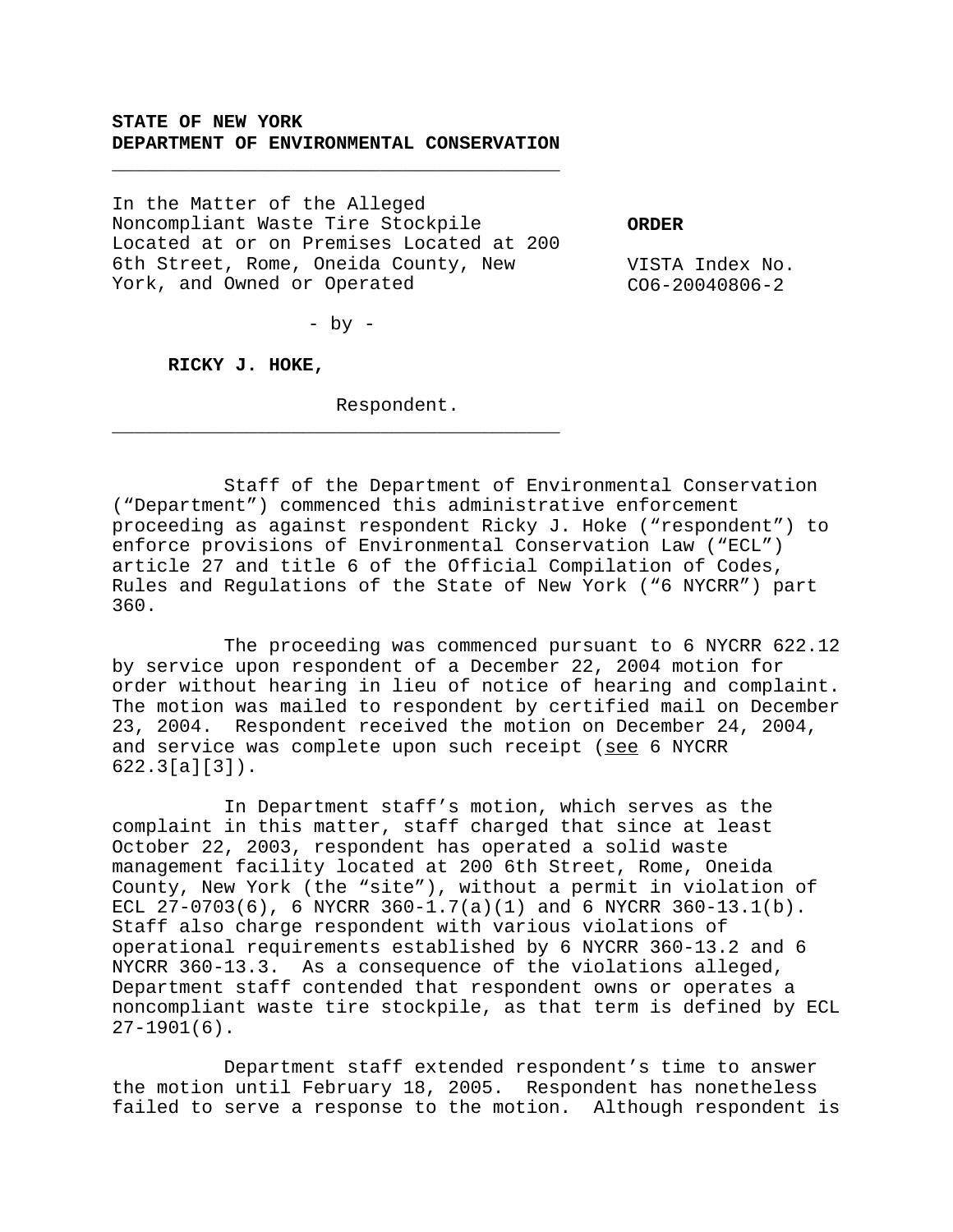**STATE OF NEW YORK**
**DEPARTMENT OF ENVIRONMENTAL CONSERVATION**

---

In the Matter of the Alleged Noncompliant Waste Tire Stockpile Located at or on Premises Located at 200 6th Street, Rome, Oneida County, New York, and Owned or Operated

- by -

**RICKY J. HOKE,**

Respondent.

---

**ORDER**

VISTA Index No. CO6-20040806-2

Staff of the Department of Environmental Conservation ("Department") commenced this administrative enforcement proceeding as against respondent Ricky J. Hoke ("respondent") to enforce provisions of Environmental Conservation Law ("ECL") article 27 and title 6 of the Official Compilation of Codes, Rules and Regulations of the State of New York ("6 NYCRR") part 360.

The proceeding was commenced pursuant to 6 NYCRR 622.12 by service upon respondent of a December 22, 2004 motion for order without hearing in lieu of notice of hearing and complaint. The motion was mailed to respondent by certified mail on December 23, 2004. Respondent received the motion on December 24, 2004, and service was complete upon such receipt (see 6 NYCRR 622.3[a][3]).

In Department staff's motion, which serves as the complaint in this matter, staff charged that since at least October 22, 2003, respondent has operated a solid waste management facility located at 200 6th Street, Rome, Oneida County, New York (the "site"), without a permit in violation of ECL 27-0703(6), 6 NYCRR 360-1.7(a)(1) and 6 NYCRR 360-13.1(b). Staff also charge respondent with various violations of operational requirements established by 6 NYCRR 360-13.2 and 6 NYCRR 360-13.3. As a consequence of the violations alleged, Department staff contended that respondent owns or operates a noncompliant waste tire stockpile, as that term is defined by ECL 27-1901(6).

Department staff extended respondent's time to answer the motion until February 18, 2005. Respondent has nonetheless failed to serve a response to the motion. Although respondent is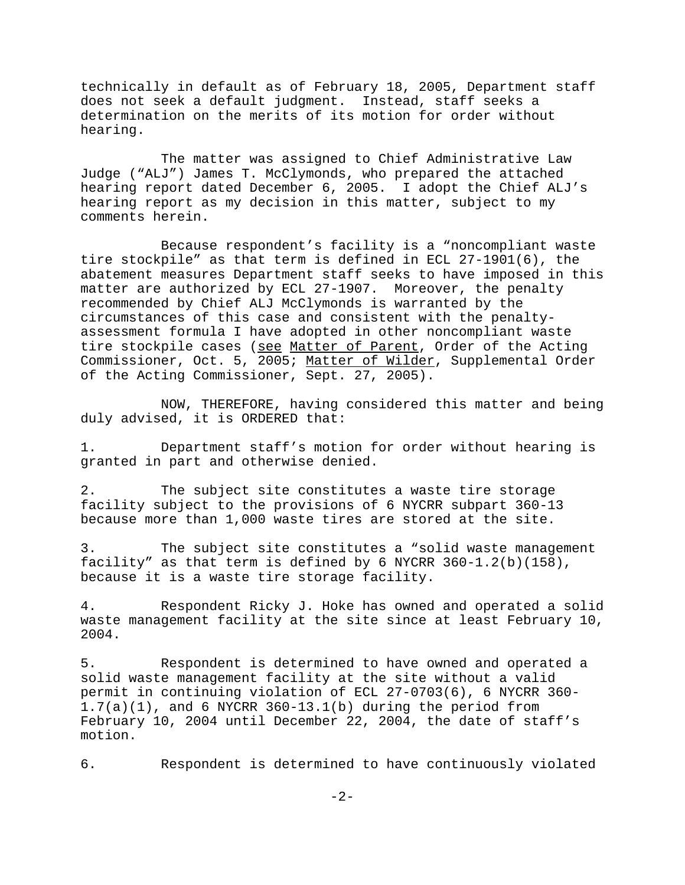technically in default as of February 18, 2005, Department staff does not seek a default judgment. Instead, staff seeks a determination on the merits of its motion for order without hearing.

The matter was assigned to Chief Administrative Law Judge ("ALJ") James T. McClymonds, who prepared the attached hearing report dated December 6, 2005. I adopt the Chief ALJ's hearing report as my decision in this matter, subject to my comments herein.

Because respondent's facility is a "noncompliant waste tire stockpile" as that term is defined in ECL 27-1901(6), the abatement measures Department staff seeks to have imposed in this matter are authorized by ECL 27-1907. Moreover, the penalty recommended by Chief ALJ McClymonds is warranted by the circumstances of this case and consistent with the penalty-assessment formula I have adopted in other noncompliant waste tire stockpile cases (see Matter of Parent, Order of the Acting Commissioner, Oct. 5, 2005; Matter of Wilder, Supplemental Order of the Acting Commissioner, Sept. 27, 2005).

NOW, THEREFORE, having considered this matter and being duly advised, it is ORDERED that:

1. Department staff's motion for order without hearing is granted in part and otherwise denied.

2. The subject site constitutes a waste tire storage facility subject to the provisions of 6 NYCRR subpart 360-13 because more than 1,000 waste tires are stored at the site.

3. The subject site constitutes a "solid waste management facility" as that term is defined by 6 NYCRR 360-1.2(b)(158), because it is a waste tire storage facility.

4. Respondent Ricky J. Hoke has owned and operated a solid waste management facility at the site since at least February 10, 2004.

5. Respondent is determined to have owned and operated a solid waste management facility at the site without a valid permit in continuing violation of ECL 27-0703(6), 6 NYCRR 360-1.7(a)(1), and 6 NYCRR 360-13.1(b) during the period from February 10, 2004 until December 22, 2004, the date of staff's motion.

6. Respondent is determined to have continuously violated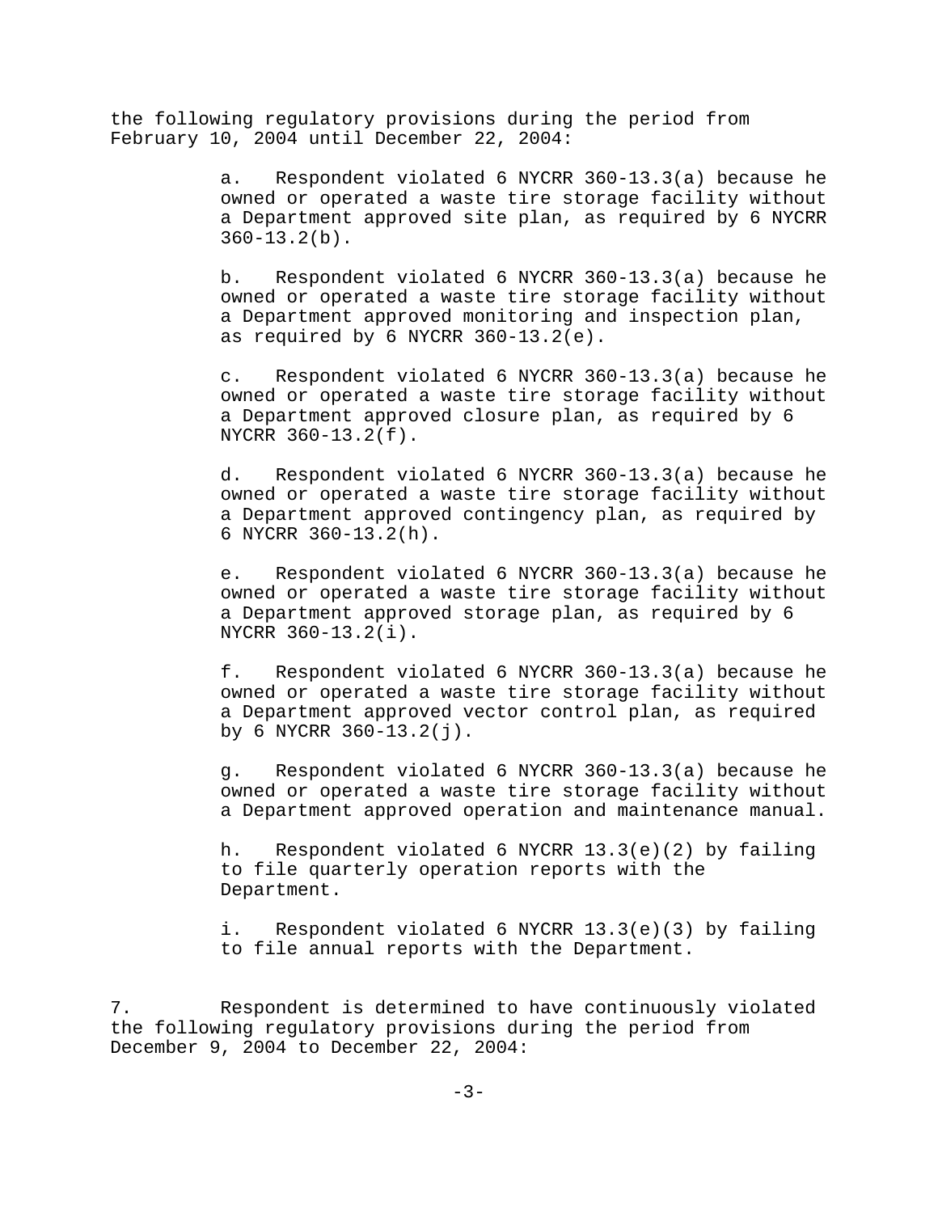the following regulatory provisions during the period from February 10, 2004 until December 22, 2004:

a. Respondent violated 6 NYCRR 360-13.3(a) because he owned or operated a waste tire storage facility without a Department approved site plan, as required by 6 NYCRR 360-13.2(b).

b. Respondent violated 6 NYCRR 360-13.3(a) because he owned or operated a waste tire storage facility without a Department approved monitoring and inspection plan, as required by 6 NYCRR 360-13.2(e).

c. Respondent violated 6 NYCRR 360-13.3(a) because he owned or operated a waste tire storage facility without a Department approved closure plan, as required by 6 NYCRR 360-13.2(f).

d. Respondent violated 6 NYCRR 360-13.3(a) because he owned or operated a waste tire storage facility without a Department approved contingency plan, as required by 6 NYCRR 360-13.2(h).

e. Respondent violated 6 NYCRR 360-13.3(a) because he owned or operated a waste tire storage facility without a Department approved storage plan, as required by 6 NYCRR 360-13.2(i).

f. Respondent violated 6 NYCRR 360-13.3(a) because he owned or operated a waste tire storage facility without a Department approved vector control plan, as required by 6 NYCRR 360-13.2(j).

g. Respondent violated 6 NYCRR 360-13.3(a) because he owned or operated a waste tire storage facility without a Department approved operation and maintenance manual.

h. Respondent violated 6 NYCRR 13.3(e)(2) by failing to file quarterly operation reports with the Department.

i. Respondent violated 6 NYCRR 13.3(e)(3) by failing to file annual reports with the Department.

7. Respondent is determined to have continuously violated the following regulatory provisions during the period from December 9, 2004 to December 22, 2004: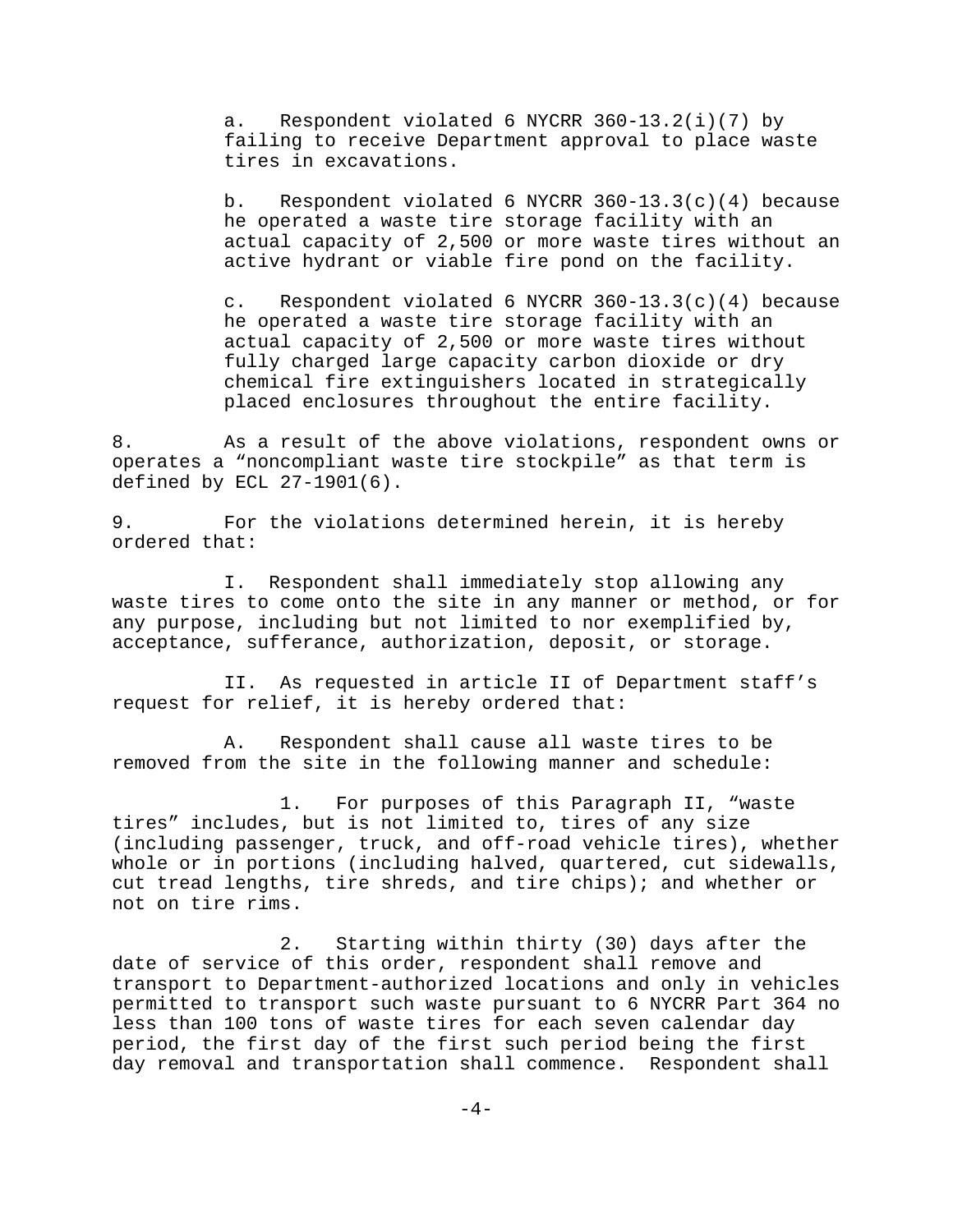a. Respondent violated 6 NYCRR 360-13.2(i)(7) by failing to receive Department approval to place waste tires in excavations.

b. Respondent violated 6 NYCRR 360-13.3(c)(4) because he operated a waste tire storage facility with an actual capacity of 2,500 or more waste tires without an active hydrant or viable fire pond on the facility.

c. Respondent violated 6 NYCRR 360-13.3(c)(4) because he operated a waste tire storage facility with an actual capacity of 2,500 or more waste tires without fully charged large capacity carbon dioxide or dry chemical fire extinguishers located in strategically placed enclosures throughout the entire facility.

8. As a result of the above violations, respondent owns or operates a "noncompliant waste tire stockpile" as that term is defined by ECL 27-1901(6).

9. For the violations determined herein, it is hereby ordered that:

I. Respondent shall immediately stop allowing any waste tires to come onto the site in any manner or method, or for any purpose, including but not limited to nor exemplified by, acceptance, sufferance, authorization, deposit, or storage.

II. As requested in article II of Department staff's request for relief, it is hereby ordered that:

A. Respondent shall cause all waste tires to be removed from the site in the following manner and schedule:

1. For purposes of this Paragraph II, "waste tires" includes, but is not limited to, tires of any size (including passenger, truck, and off-road vehicle tires), whether whole or in portions (including halved, quartered, cut sidewalls, cut tread lengths, tire shreds, and tire chips); and whether or not on tire rims.

2. Starting within thirty (30) days after the date of service of this order, respondent shall remove and transport to Department-authorized locations and only in vehicles permitted to transport such waste pursuant to 6 NYCRR Part 364 no less than 100 tons of waste tires for each seven calendar day period, the first day of the first such period being the first day removal and transportation shall commence. Respondent shall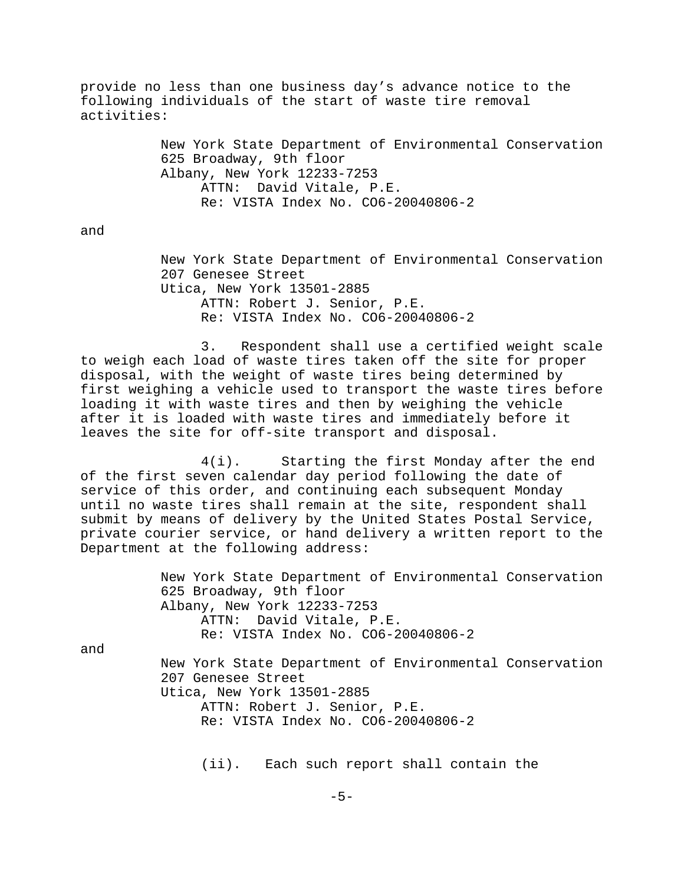provide no less than one business day's advance notice to the following individuals of the start of waste tire removal activities:

> New York State Department of Environmental Conservation
> 625 Broadway, 9th floor
> Albany, New York 12233-7253
> ATTN: David Vitale, P.E.
> Re: VISTA Index No. CO6-20040806-2

and

> New York State Department of Environmental Conservation
> 207 Genesee Street
> Utica, New York 13501-2885
> ATTN: Robert J. Senior, P.E.
> Re: VISTA Index No. CO6-20040806-2

3. Respondent shall use a certified weight scale to weigh each load of waste tires taken off the site for proper disposal, with the weight of waste tires being determined by first weighing a vehicle used to transport the waste tires before loading it with waste tires and then by weighing the vehicle after it is loaded with waste tires and immediately before it leaves the site for off-site transport and disposal.

4(i). Starting the first Monday after the end of the first seven calendar day period following the date of service of this order, and continuing each subsequent Monday until no waste tires shall remain at the site, respondent shall submit by means of delivery by the United States Postal Service, private courier service, or hand delivery a written report to the Department at the following address:

> New York State Department of Environmental Conservation
> 625 Broadway, 9th floor
> Albany, New York 12233-7253
> ATTN: David Vitale, P.E.
> Re: VISTA Index No. CO6-20040806-2

and

> New York State Department of Environmental Conservation
> 207 Genesee Street
> Utica, New York 13501-2885
> ATTN: Robert J. Senior, P.E.
> Re: VISTA Index No. CO6-20040806-2

(ii). Each such report shall contain the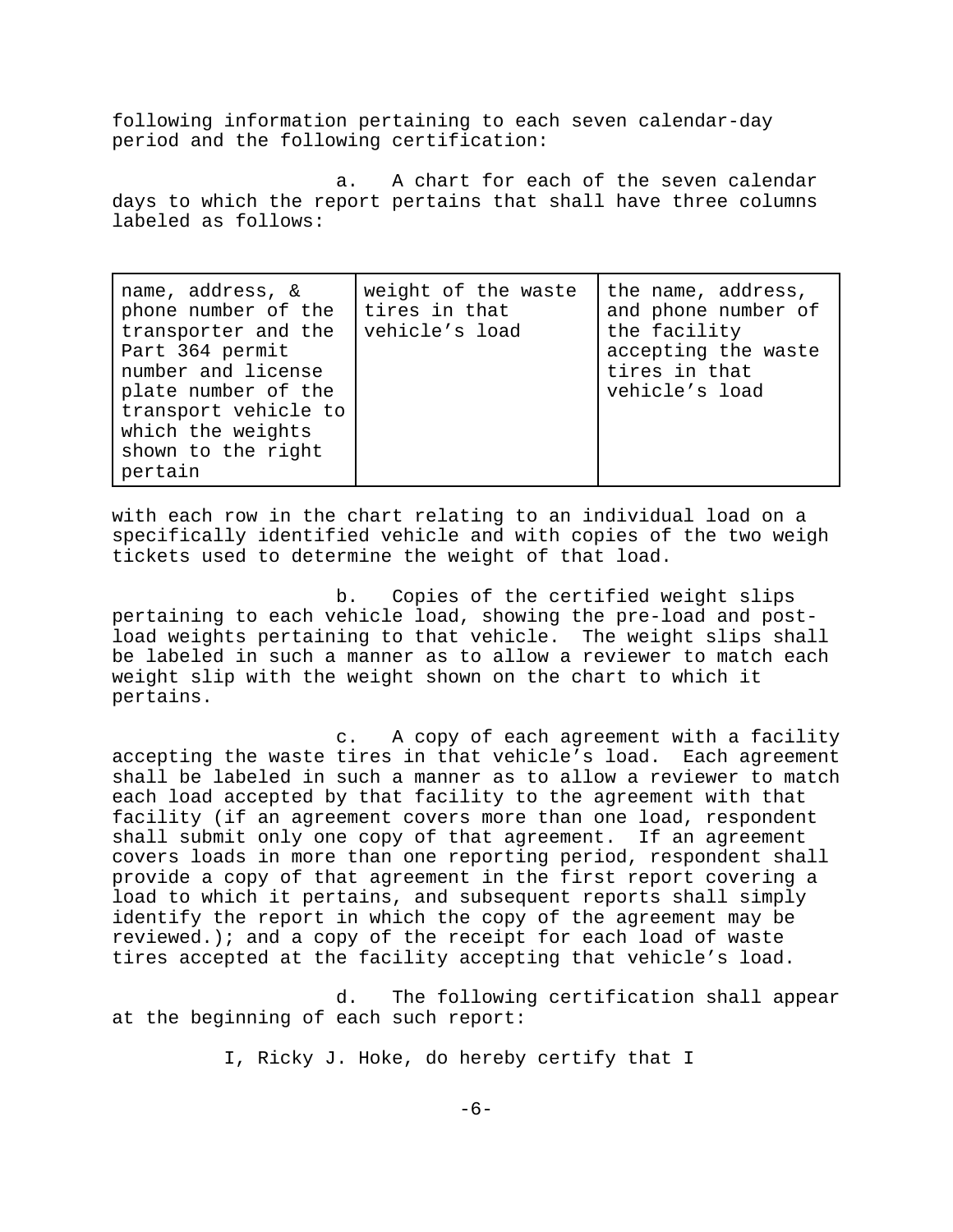following information pertaining to each seven calendar-day period and the following certification:

a. A chart for each of the seven calendar days to which the report pertains that shall have three columns labeled as follows:

| name, address, & phone number of the transporter and the Part 364 permit number and license plate number of the transport vehicle to which the weights shown to the right pertain | weight of the waste tires in that vehicle's load | the name, address, and phone number of the facility accepting the waste tires in that vehicle's load |
|---|---|---|

with each row in the chart relating to an individual load on a specifically identified vehicle and with copies of the two weigh tickets used to determine the weight of that load.

b. Copies of the certified weight slips pertaining to each vehicle load, showing the pre-load and post-load weights pertaining to that vehicle. The weight slips shall be labeled in such a manner as to allow a reviewer to match each weight slip with the weight shown on the chart to which it pertains.

c. A copy of each agreement with a facility accepting the waste tires in that vehicle's load. Each agreement shall be labeled in such a manner as to allow a reviewer to match each load accepted by that facility to the agreement with that facility (if an agreement covers more than one load, respondent shall submit only one copy of that agreement. If an agreement covers loads in more than one reporting period, respondent shall provide a copy of that agreement in the first report covering a load to which it pertains, and subsequent reports shall simply identify the report in which the copy of the agreement may be reviewed.); and a copy of the receipt for each load of waste tires accepted at the facility accepting that vehicle's load.

d. The following certification shall appear at the beginning of each such report:

I, Ricky J. Hoke, do hereby certify that I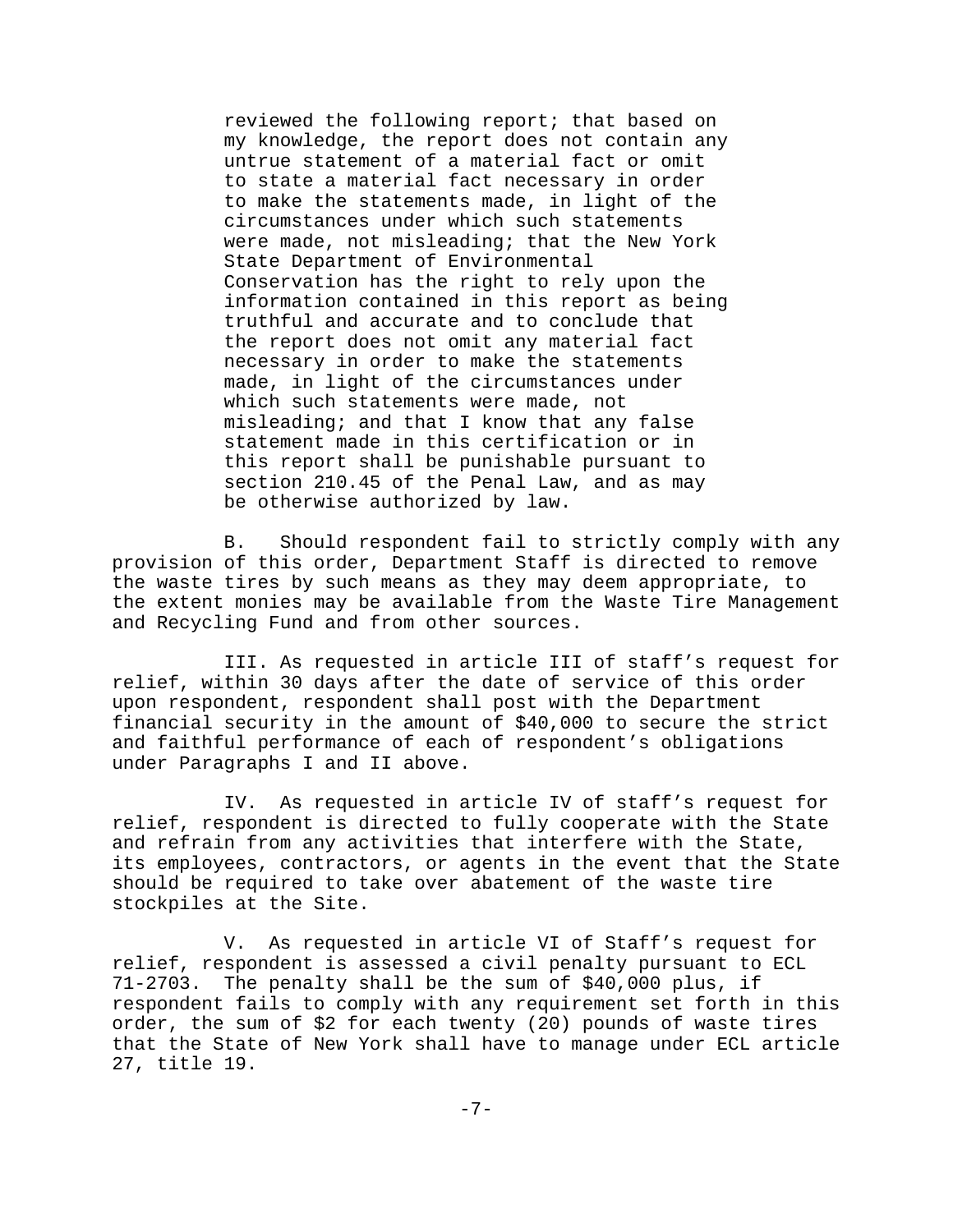reviewed the following report; that based on my knowledge, the report does not contain any untrue statement of a material fact or omit to state a material fact necessary in order to make the statements made, in light of the circumstances under which such statements were made, not misleading; that the New York State Department of Environmental Conservation has the right to rely upon the information contained in this report as being truthful and accurate and to conclude that the report does not omit any material fact necessary in order to make the statements made, in light of the circumstances under which such statements were made, not misleading; and that I know that any false statement made in this certification or in this report shall be punishable pursuant to section 210.45 of the Penal Law, and as may be otherwise authorized by law.

B. Should respondent fail to strictly comply with any provision of this order, Department Staff is directed to remove the waste tires by such means as they may deem appropriate, to the extent monies may be available from the Waste Tire Management and Recycling Fund and from other sources.

III. As requested in article III of staff's request for relief, within 30 days after the date of service of this order upon respondent, respondent shall post with the Department financial security in the amount of $40,000 to secure the strict and faithful performance of each of respondent's obligations under Paragraphs I and II above.

IV. As requested in article IV of staff's request for relief, respondent is directed to fully cooperate with the State and refrain from any activities that interfere with the State, its employees, contractors, or agents in the event that the State should be required to take over abatement of the waste tire stockpiles at the Site.

V. As requested in article VI of Staff's request for relief, respondent is assessed a civil penalty pursuant to ECL 71-2703. The penalty shall be the sum of $40,000 plus, if respondent fails to comply with any requirement set forth in this order, the sum of $2 for each twenty (20) pounds of waste tires that the State of New York shall have to manage under ECL article 27, title 19.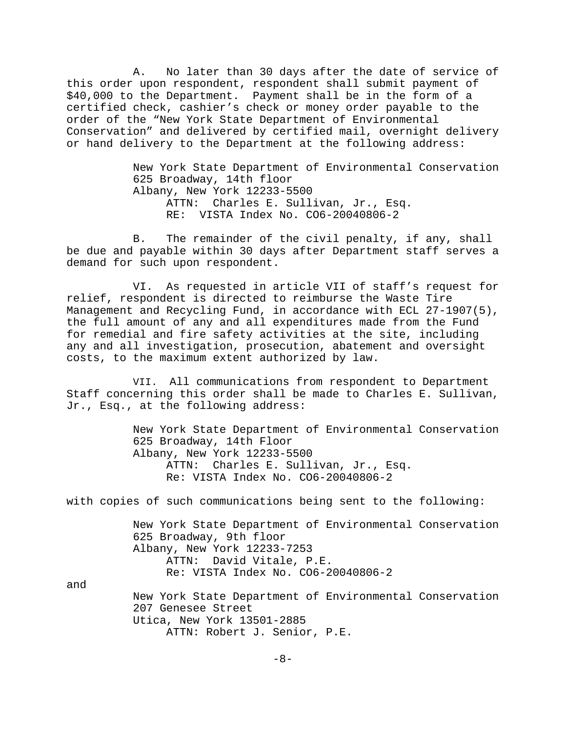A. No later than 30 days after the date of service of this order upon respondent, respondent shall submit payment of $40,000 to the Department. Payment shall be in the form of a certified check, cashier's check or money order payable to the order of the "New York State Department of Environmental Conservation" and delivered by certified mail, overnight delivery or hand delivery to the Department at the following address:

> New York State Department of Environmental Conservation
> 625 Broadway, 14th floor
> Albany, New York 12233-5500
> ATTN: Charles E. Sullivan, Jr., Esq.
> RE: VISTA Index No. CO6-20040806-2

B. The remainder of the civil penalty, if any, shall be due and payable within 30 days after Department staff serves a demand for such upon respondent.

VI. As requested in article VII of staff's request for relief, respondent is directed to reimburse the Waste Tire Management and Recycling Fund, in accordance with ECL 27-1907(5), the full amount of any and all expenditures made from the Fund for remedial and fire safety activities at the site, including any and all investigation, prosecution, abatement and oversight costs, to the maximum extent authorized by law.

VII. All communications from respondent to Department Staff concerning this order shall be made to Charles E. Sullivan, Jr., Esq., at the following address:

> New York State Department of Environmental Conservation
> 625 Broadway, 14th Floor
> Albany, New York 12233-5500
> ATTN: Charles E. Sullivan, Jr., Esq.
> Re: VISTA Index No. CO6-20040806-2

with copies of such communications being sent to the following:

> New York State Department of Environmental Conservation
> 625 Broadway, 9th floor
> Albany, New York 12233-7253
> ATTN: David Vitale, P.E.
> Re: VISTA Index No. CO6-20040806-2

and

> New York State Department of Environmental Conservation
> 207 Genesee Street
> Utica, New York 13501-2885
> ATTN: Robert J. Senior, P.E.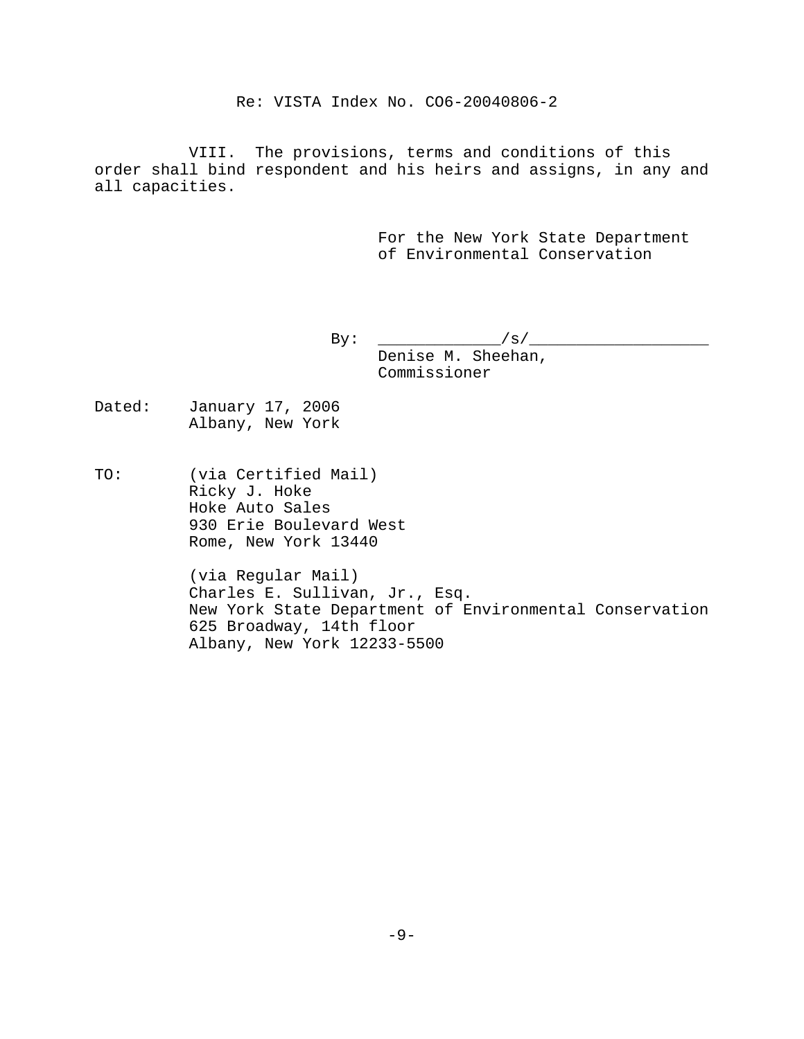Re: VISTA Index No. CO6-20040806-2

VIII. The provisions, terms and conditions of this order shall bind respondent and his heirs and assigns, in any and all capacities.

For the New York State Department of Environmental Conservation

By: _____________/s/___________________
Denise M. Sheehan,
Commissioner

Dated: January 17, 2006
Albany, New York

TO: (via Certified Mail)
Ricky J. Hoke
Hoke Auto Sales
930 Erie Boulevard West
Rome, New York 13440

(via Regular Mail)
Charles E. Sullivan, Jr., Esq.
New York State Department of Environmental Conservation
625 Broadway, 14th floor
Albany, New York 12233-5500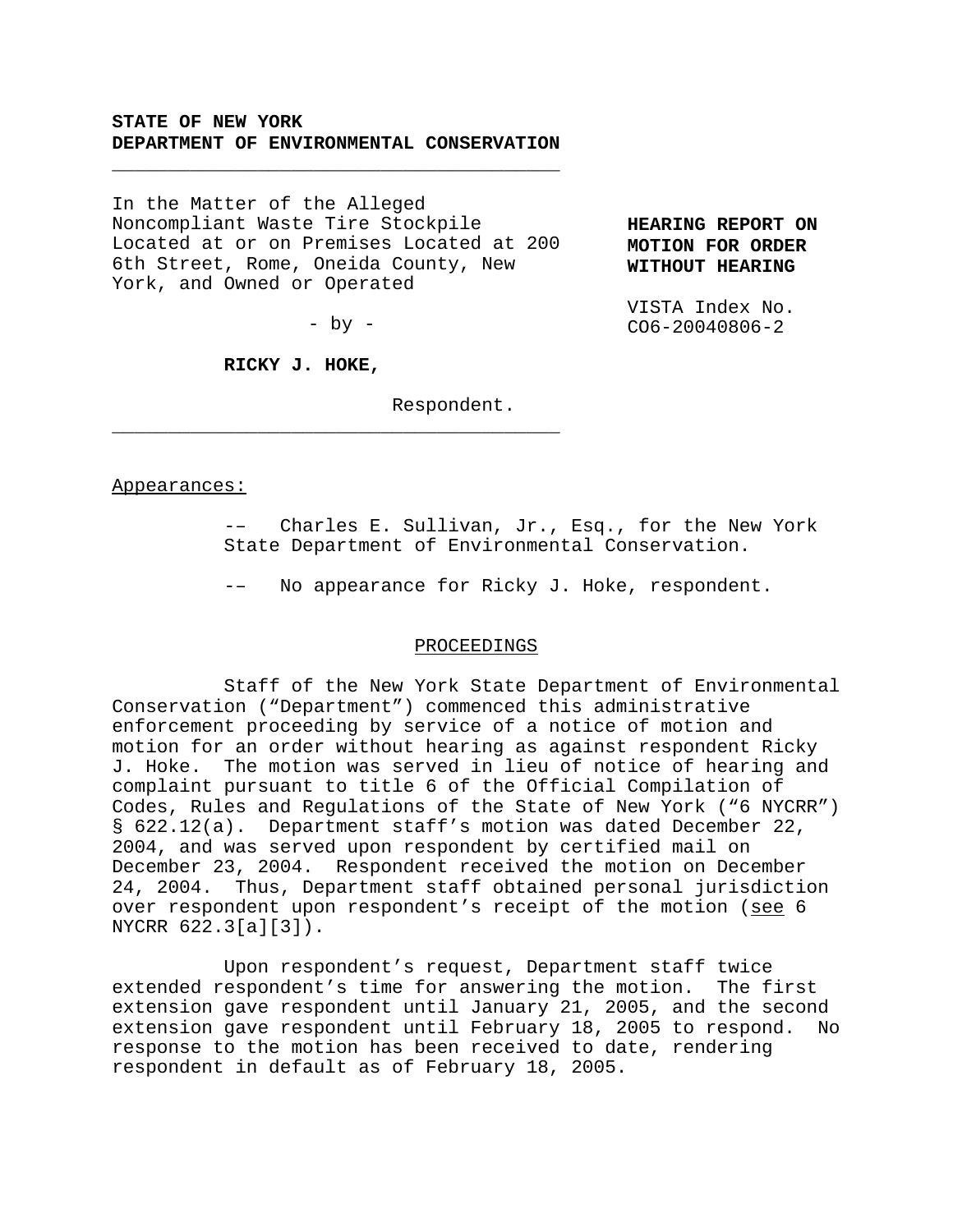**STATE OF NEW YORK**
**DEPARTMENT OF ENVIRONMENTAL CONSERVATION**

---

In the Matter of the Alleged Noncompliant Waste Tire Stockpile Located at or on Premises Located at 200 6th Street, Rome, Oneida County, New York, and Owned or Operated

\- by -

**RICKY J. HOKE,**

Respondent.

---

**HEARING REPORT ON MOTION FOR ORDER WITHOUT HEARING**

VISTA Index No. CO6-20040806-2

Appearances:

-– Charles E. Sullivan, Jr., Esq., for the New York State Department of Environmental Conservation.

-– No appearance for Ricky J. Hoke, respondent.

## PROCEEDINGS

Staff of the New York State Department of Environmental Conservation ("Department") commenced this administrative enforcement proceeding by service of a notice of motion and motion for an order without hearing as against respondent Ricky J. Hoke. The motion was served in lieu of notice of hearing and complaint pursuant to title 6 of the Official Compilation of Codes, Rules and Regulations of the State of New York ("6 NYCRR") § 622.12(a). Department staff's motion was dated December 22, 2004, and was served upon respondent by certified mail on December 23, 2004. Respondent received the motion on December 24, 2004. Thus, Department staff obtained personal jurisdiction over respondent upon respondent's receipt of the motion (see 6 NYCRR 622.3[a][3]).

Upon respondent's request, Department staff twice extended respondent's time for answering the motion. The first extension gave respondent until January 21, 2005, and the second extension gave respondent until February 18, 2005 to respond. No response to the motion has been received to date, rendering respondent in default as of February 18, 2005.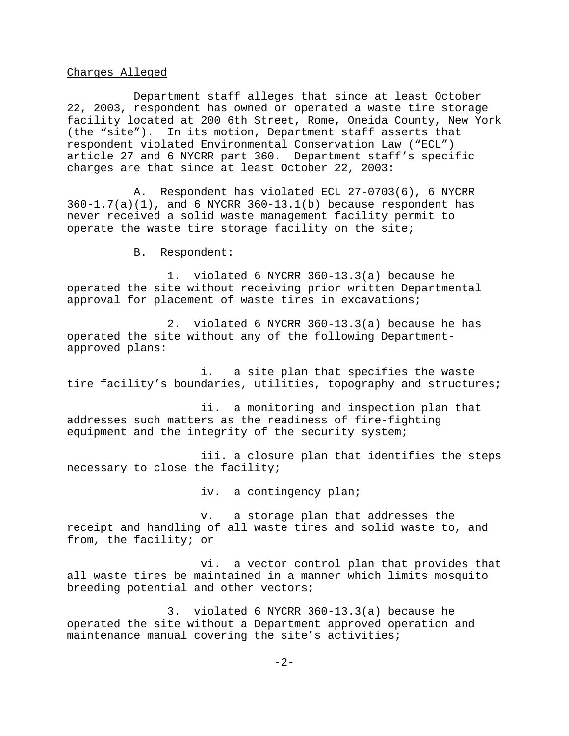Charges Alleged

Department staff alleges that since at least October 22, 2003, respondent has owned or operated a waste tire storage facility located at 200 6th Street, Rome, Oneida County, New York (the "site"). In its motion, Department staff asserts that respondent violated Environmental Conservation Law ("ECL") article 27 and 6 NYCRR part 360. Department staff's specific charges are that since at least October 22, 2003:

A. Respondent has violated ECL 27-0703(6), 6 NYCRR 360-1.7(a)(1), and 6 NYCRR 360-13.1(b) because respondent has never received a solid waste management facility permit to operate the waste tire storage facility on the site;

B. Respondent:

1. violated 6 NYCRR 360-13.3(a) because he operated the site without receiving prior written Departmental approval for placement of waste tires in excavations;

2. violated 6 NYCRR 360-13.3(a) because he has operated the site without any of the following Department-approved plans:

i. a site plan that specifies the waste tire facility's boundaries, utilities, topography and structures;

ii. a monitoring and inspection plan that addresses such matters as the readiness of fire-fighting equipment and the integrity of the security system;

iii. a closure plan that identifies the steps necessary to close the facility;

iv. a contingency plan;

v. a storage plan that addresses the receipt and handling of all waste tires and solid waste to, and from, the facility; or

vi. a vector control plan that provides that all waste tires be maintained in a manner which limits mosquito breeding potential and other vectors;

3. violated 6 NYCRR 360-13.3(a) because he operated the site without a Department approved operation and maintenance manual covering the site's activities;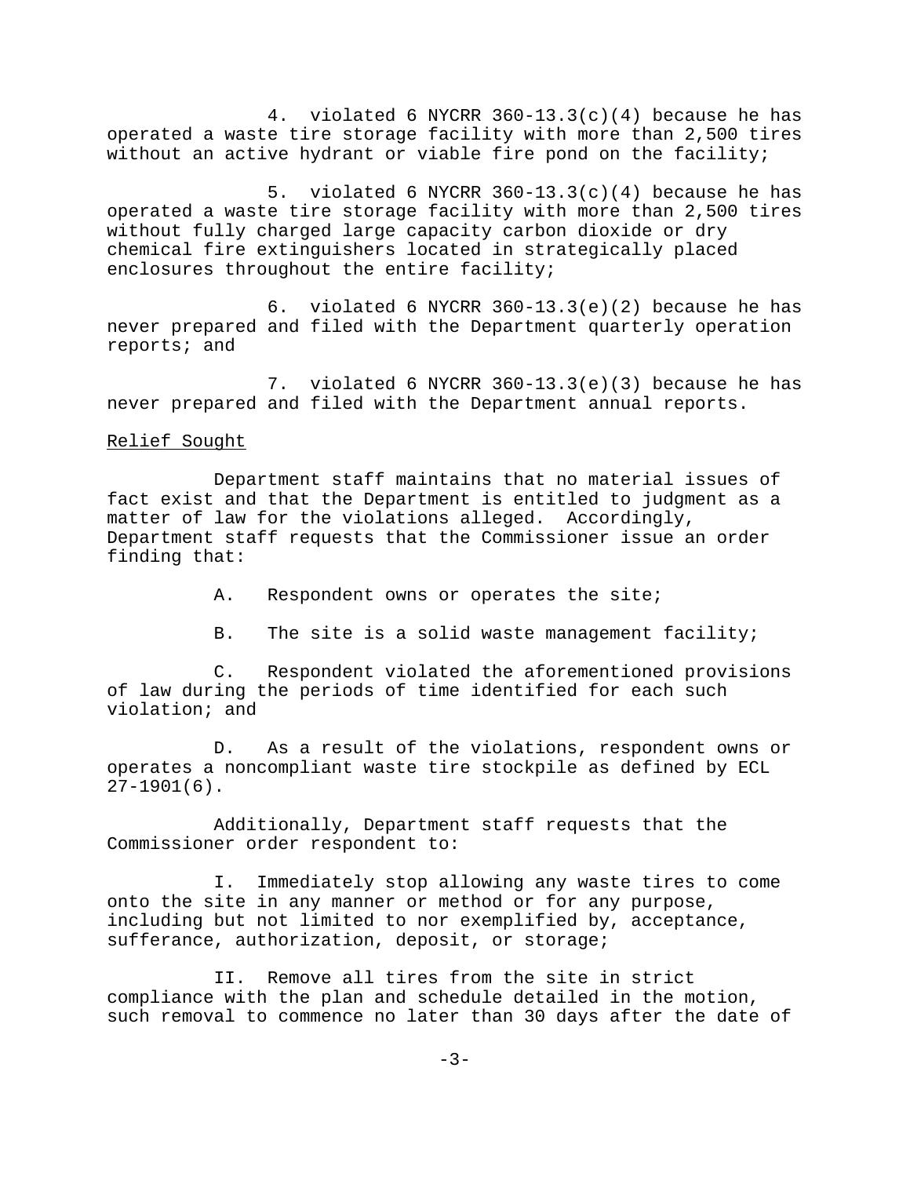4. violated 6 NYCRR 360-13.3(c)(4) because he has operated a waste tire storage facility with more than 2,500 tires without an active hydrant or viable fire pond on the facility;

5. violated 6 NYCRR 360-13.3(c)(4) because he has operated a waste tire storage facility with more than 2,500 tires without fully charged large capacity carbon dioxide or dry chemical fire extinguishers located in strategically placed enclosures throughout the entire facility;

6. violated 6 NYCRR 360-13.3(e)(2) because he has never prepared and filed with the Department quarterly operation reports; and

7. violated 6 NYCRR 360-13.3(e)(3) because he has never prepared and filed with the Department annual reports.

Relief Sought

Department staff maintains that no material issues of fact exist and that the Department is entitled to judgment as a matter of law for the violations alleged. Accordingly, Department staff requests that the Commissioner issue an order finding that:

A. Respondent owns or operates the site;

B. The site is a solid waste management facility;

C. Respondent violated the aforementioned provisions of law during the periods of time identified for each such violation; and

D. As a result of the violations, respondent owns or operates a noncompliant waste tire stockpile as defined by ECL 27-1901(6).

Additionally, Department staff requests that the Commissioner order respondent to:

I. Immediately stop allowing any waste tires to come onto the site in any manner or method or for any purpose, including but not limited to nor exemplified by, acceptance, sufferance, authorization, deposit, or storage;

II. Remove all tires from the site in strict compliance with the plan and schedule detailed in the motion, such removal to commence no later than 30 days after the date of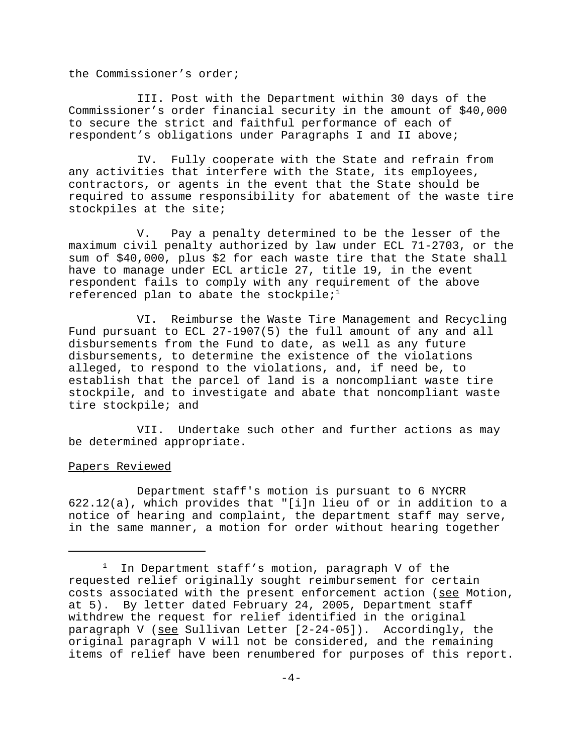the Commissioner's order;

III. Post with the Department within 30 days of the Commissioner's order financial security in the amount of $40,000 to secure the strict and faithful performance of each of respondent's obligations under Paragraphs I and II above;

IV. Fully cooperate with the State and refrain from any activities that interfere with the State, its employees, contractors, or agents in the event that the State should be required to assume responsibility for abatement of the waste tire stockpiles at the site;

V. Pay a penalty determined to be the lesser of the maximum civil penalty authorized by law under ECL 71-2703, or the sum of $40,000, plus $2 for each waste tire that the State shall have to manage under ECL article 27, title 19, in the event respondent fails to comply with any requirement of the above referenced plan to abate the stockpile;[1]

VI. Reimburse the Waste Tire Management and Recycling Fund pursuant to ECL 27-1907(5) the full amount of any and all disbursements from the Fund to date, as well as any future disbursements, to determine the existence of the violations alleged, to respond to the violations, and, if need be, to establish that the parcel of land is a noncompliant waste tire stockpile, and to investigate and abate that noncompliant waste tire stockpile; and

VII. Undertake such other and further actions as may be determined appropriate.

Papers Reviewed

Department staff's motion is pursuant to 6 NYCRR 622.12(a), which provides that "[i]n lieu of or in addition to a notice of hearing and complaint, the department staff may serve, in the same manner, a motion for order without hearing together

[1] In Department staff's motion, paragraph V of the requested relief originally sought reimbursement for certain costs associated with the present enforcement action (see Motion, at 5). By letter dated February 24, 2005, Department staff withdrew the request for relief identified in the original paragraph V (see Sullivan Letter [2-24-05]). Accordingly, the original paragraph V will not be considered, and the remaining items of relief have been renumbered for purposes of this report.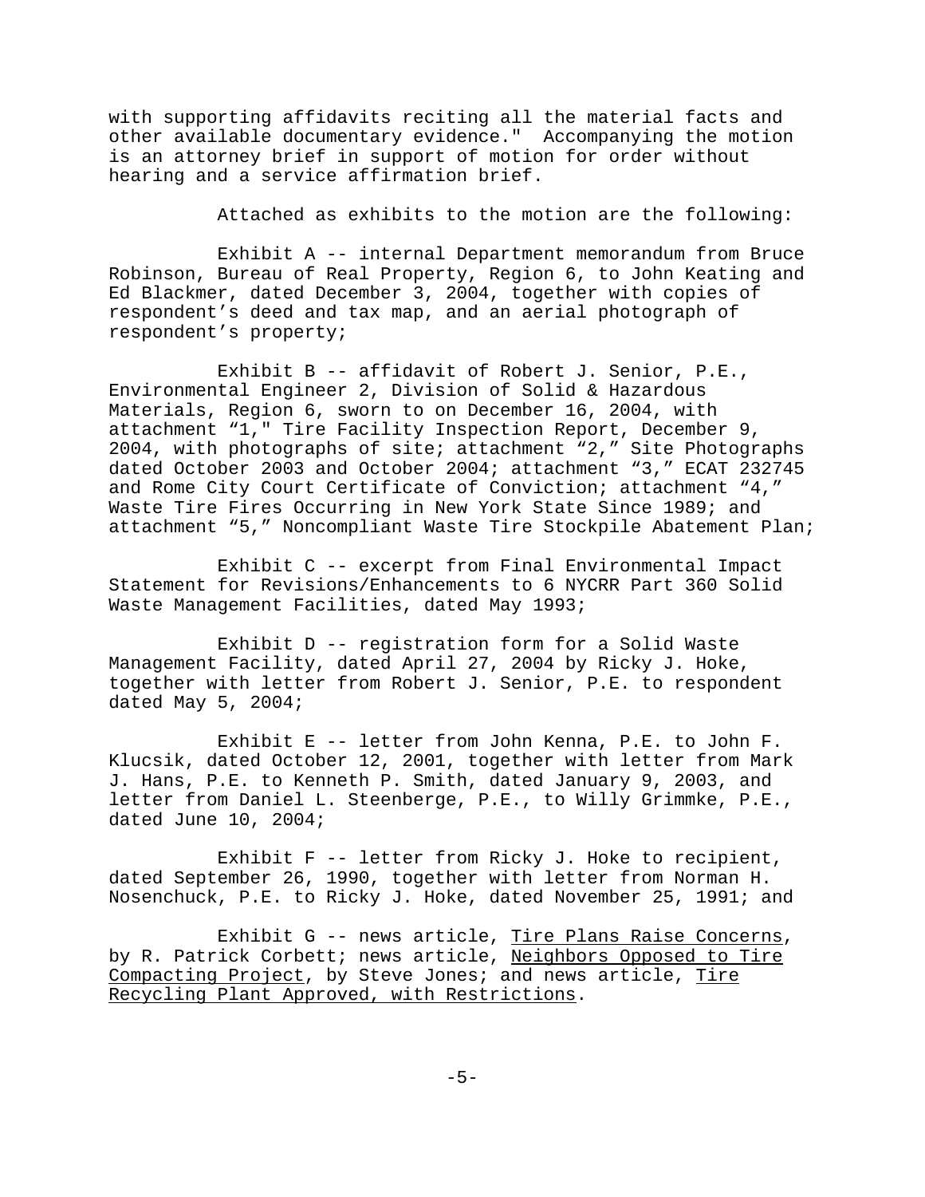with supporting affidavits reciting all the material facts and other available documentary evidence." Accompanying the motion is an attorney brief in support of motion for order without hearing and a service affirmation brief.

Attached as exhibits to the motion are the following:

Exhibit A -- internal Department memorandum from Bruce Robinson, Bureau of Real Property, Region 6, to John Keating and Ed Blackmer, dated December 3, 2004, together with copies of respondent's deed and tax map, and an aerial photograph of respondent's property;

Exhibit B -- affidavit of Robert J. Senior, P.E., Environmental Engineer 2, Division of Solid & Hazardous Materials, Region 6, sworn to on December 16, 2004, with attachment "1," Tire Facility Inspection Report, December 9, 2004, with photographs of site; attachment "2," Site Photographs dated October 2003 and October 2004; attachment "3," ECAT 232745 and Rome City Court Certificate of Conviction; attachment "4," Waste Tire Fires Occurring in New York State Since 1989; and attachment "5," Noncompliant Waste Tire Stockpile Abatement Plan;

Exhibit C -- excerpt from Final Environmental Impact Statement for Revisions/Enhancements to 6 NYCRR Part 360 Solid Waste Management Facilities, dated May 1993;

Exhibit D -- registration form for a Solid Waste Management Facility, dated April 27, 2004 by Ricky J. Hoke, together with letter from Robert J. Senior, P.E. to respondent dated May 5, 2004;

Exhibit E -- letter from John Kenna, P.E. to John F. Klucsik, dated October 12, 2001, together with letter from Mark J. Hans, P.E. to Kenneth P. Smith, dated January 9, 2003, and letter from Daniel L. Steenberge, P.E., to Willy Grimmke, P.E., dated June 10, 2004;

Exhibit F -- letter from Ricky J. Hoke to recipient, dated September 26, 1990, together with letter from Norman H. Nosenchuck, P.E. to Ricky J. Hoke, dated November 25, 1991; and

Exhibit G -- news article, Tire Plans Raise Concerns, by R. Patrick Corbett; news article, Neighbors Opposed to Tire Compacting Project, by Steve Jones; and news article, Tire Recycling Plant Approved, with Restrictions.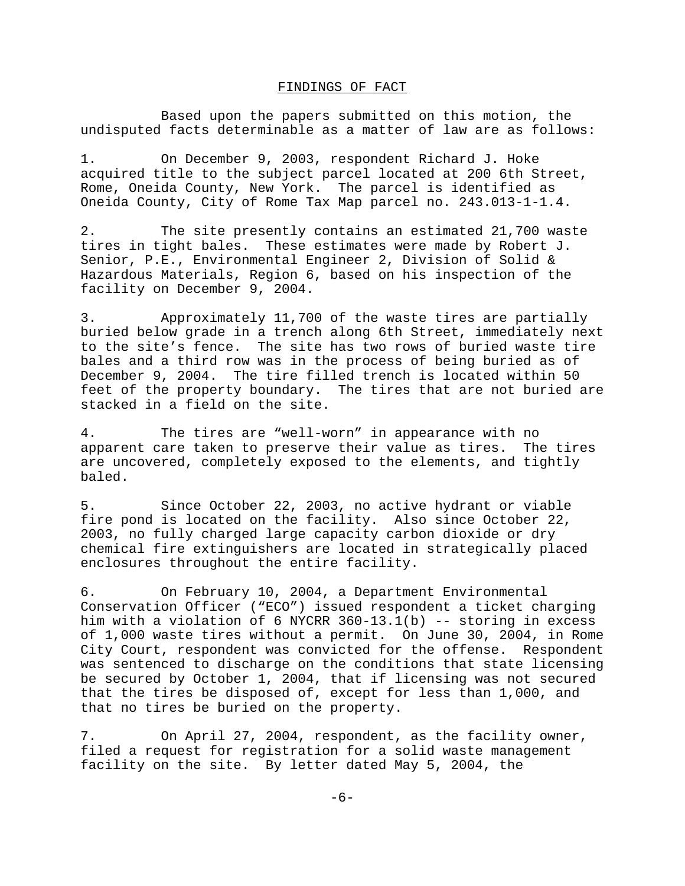## FINDINGS OF FACT

Based upon the papers submitted on this motion, the undisputed facts determinable as a matter of law are as follows:

1. On December 9, 2003, respondent Richard J. Hoke acquired title to the subject parcel located at 200 6th Street, Rome, Oneida County, New York. The parcel is identified as Oneida County, City of Rome Tax Map parcel no. 243.013-1-1.4.

2. The site presently contains an estimated 21,700 waste tires in tight bales. These estimates were made by Robert J. Senior, P.E., Environmental Engineer 2, Division of Solid & Hazardous Materials, Region 6, based on his inspection of the facility on December 9, 2004.

3. Approximately 11,700 of the waste tires are partially buried below grade in a trench along 6th Street, immediately next to the site's fence. The site has two rows of buried waste tire bales and a third row was in the process of being buried as of December 9, 2004. The tire filled trench is located within 50 feet of the property boundary. The tires that are not buried are stacked in a field on the site.

4. The tires are "well-worn" in appearance with no apparent care taken to preserve their value as tires. The tires are uncovered, completely exposed to the elements, and tightly baled.

5. Since October 22, 2003, no active hydrant or viable fire pond is located on the facility. Also since October 22, 2003, no fully charged large capacity carbon dioxide or dry chemical fire extinguishers are located in strategically placed enclosures throughout the entire facility.

6. On February 10, 2004, a Department Environmental Conservation Officer ("ECO") issued respondent a ticket charging him with a violation of 6 NYCRR 360-13.1(b) -- storing in excess of 1,000 waste tires without a permit. On June 30, 2004, in Rome City Court, respondent was convicted for the offense. Respondent was sentenced to discharge on the conditions that state licensing be secured by October 1, 2004, that if licensing was not secured that the tires be disposed of, except for less than 1,000, and that no tires be buried on the property.

7. On April 27, 2004, respondent, as the facility owner, filed a request for registration for a solid waste management facility on the site. By letter dated May 5, 2004, the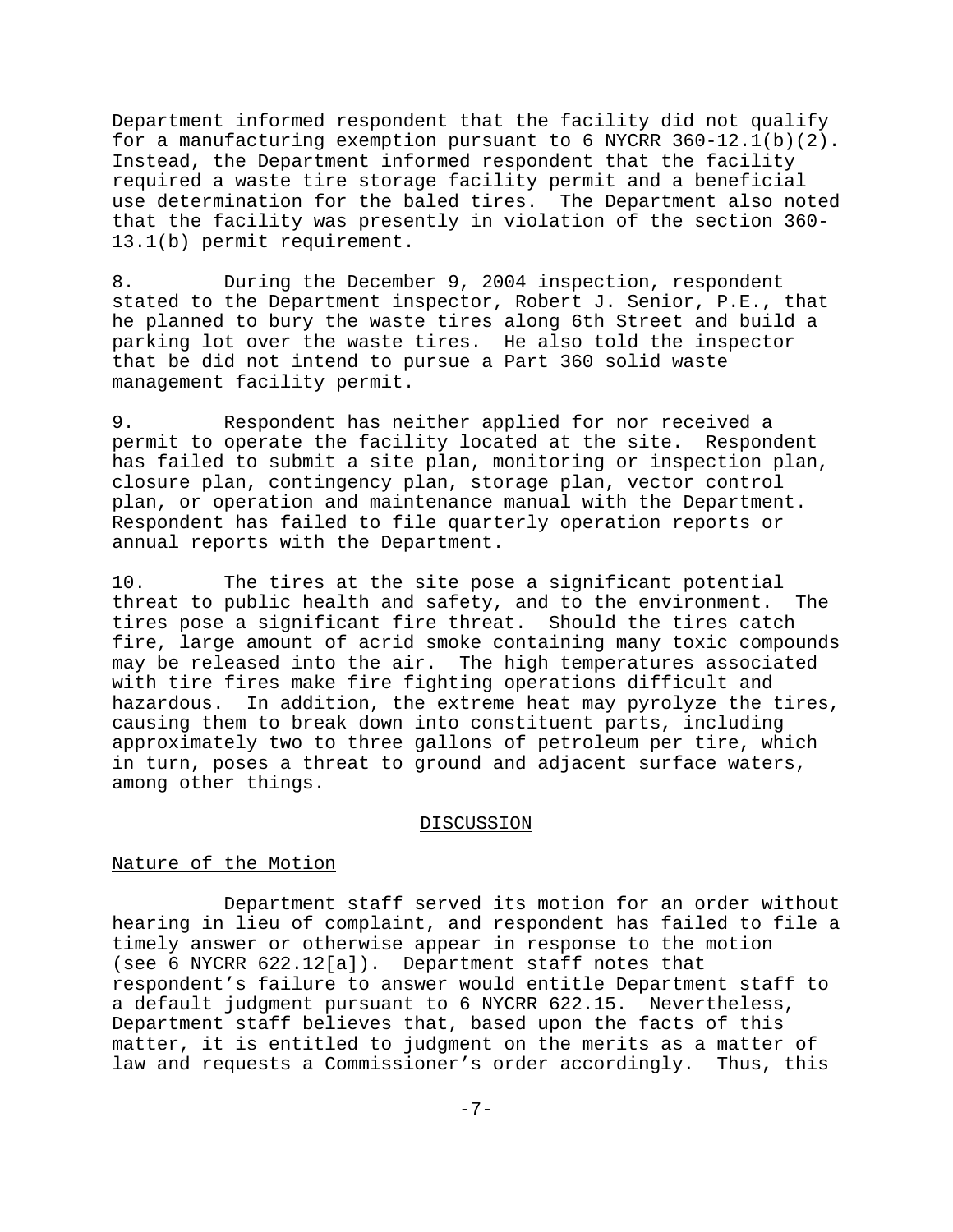Department informed respondent that the facility did not qualify for a manufacturing exemption pursuant to 6 NYCRR 360-12.1(b)(2). Instead, the Department informed respondent that the facility required a waste tire storage facility permit and a beneficial use determination for the baled tires. The Department also noted that the facility was presently in violation of the section 360-13.1(b) permit requirement.

8. During the December 9, 2004 inspection, respondent stated to the Department inspector, Robert J. Senior, P.E., that he planned to bury the waste tires along 6th Street and build a parking lot over the waste tires. He also told the inspector that be did not intend to pursue a Part 360 solid waste management facility permit.

9. Respondent has neither applied for nor received a permit to operate the facility located at the site. Respondent has failed to submit a site plan, monitoring or inspection plan, closure plan, contingency plan, storage plan, vector control plan, or operation and maintenance manual with the Department. Respondent has failed to file quarterly operation reports or annual reports with the Department.

10. The tires at the site pose a significant potential threat to public health and safety, and to the environment. The tires pose a significant fire threat. Should the tires catch fire, large amount of acrid smoke containing many toxic compounds may be released into the air. The high temperatures associated with tire fires make fire fighting operations difficult and hazardous. In addition, the extreme heat may pyrolyze the tires, causing them to break down into constituent parts, including approximately two to three gallons of petroleum per tire, which in turn, poses a threat to ground and adjacent surface waters, among other things.

## DISCUSSION

### Nature of the Motion

Department staff served its motion for an order without hearing in lieu of complaint, and respondent has failed to file a timely answer or otherwise appear in response to the motion (see 6 NYCRR 622.12[a]). Department staff notes that respondent's failure to answer would entitle Department staff to a default judgment pursuant to 6 NYCRR 622.15. Nevertheless, Department staff believes that, based upon the facts of this matter, it is entitled to judgment on the merits as a matter of law and requests a Commissioner's order accordingly. Thus, this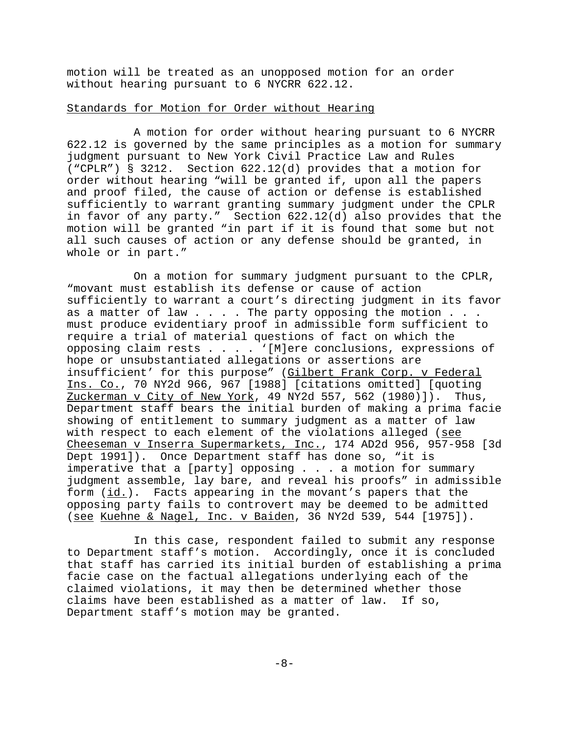motion will be treated as an unopposed motion for an order without hearing pursuant to 6 NYCRR 622.12.

## Standards for Motion for Order without Hearing

A motion for order without hearing pursuant to 6 NYCRR 622.12 is governed by the same principles as a motion for summary judgment pursuant to New York Civil Practice Law and Rules ("CPLR") § 3212. Section 622.12(d) provides that a motion for order without hearing "will be granted if, upon all the papers and proof filed, the cause of action or defense is established sufficiently to warrant granting summary judgment under the CPLR in favor of any party." Section 622.12(d) also provides that the motion will be granted "in part if it is found that some but not all such causes of action or any defense should be granted, in whole or in part."

On a motion for summary judgment pursuant to the CPLR, "movant must establish its defense or cause of action sufficiently to warrant a court's directing judgment in its favor as a matter of law . . . . The party opposing the motion . . . must produce evidentiary proof in admissible form sufficient to require a trial of material questions of fact on which the opposing claim rests . . . . '[M]ere conclusions, expressions of hope or unsubstantiated allegations or assertions are insufficient' for this purpose" (Gilbert Frank Corp. v Federal Ins. Co., 70 NY2d 966, 967 [1988] [citations omitted] [quoting Zuckerman v City of New York, 49 NY2d 557, 562 (1980)]). Thus, Department staff bears the initial burden of making a prima facie showing of entitlement to summary judgment as a matter of law with respect to each element of the violations alleged (see Cheeseman v Inserra Supermarkets, Inc., 174 AD2d 956, 957-958 [3d Dept 1991]). Once Department staff has done so, "it is imperative that a [party] opposing . . . a motion for summary judgment assemble, lay bare, and reveal his proofs" in admissible form (id.). Facts appearing in the movant's papers that the opposing party fails to controvert may be deemed to be admitted (see Kuehne & Nagel, Inc. v Baiden, 36 NY2d 539, 544 [1975]).

In this case, respondent failed to submit any response to Department staff's motion. Accordingly, once it is concluded that staff has carried its initial burden of establishing a prima facie case on the factual allegations underlying each of the claimed violations, it may then be determined whether those claims have been established as a matter of law. If so, Department staff's motion may be granted.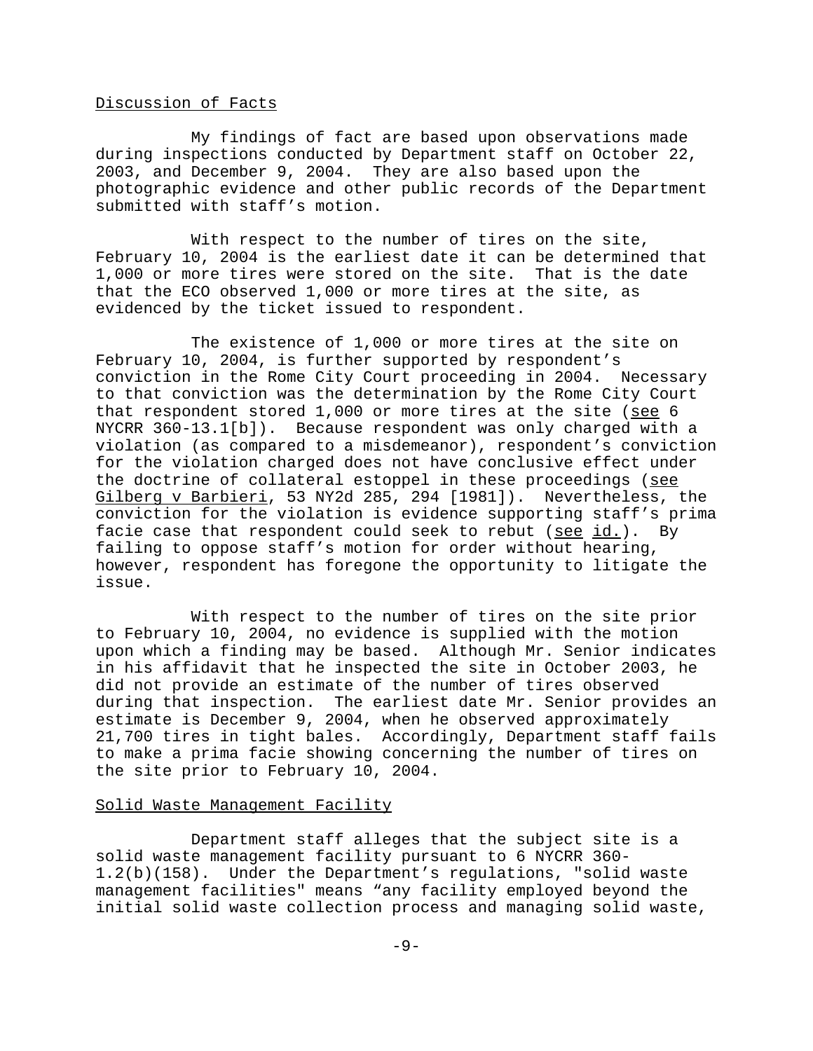Discussion of Facts

My findings of fact are based upon observations made during inspections conducted by Department staff on October 22, 2003, and December 9, 2004. They are also based upon the photographic evidence and other public records of the Department submitted with staff's motion.

With respect to the number of tires on the site, February 10, 2004 is the earliest date it can be determined that 1,000 or more tires were stored on the site. That is the date that the ECO observed 1,000 or more tires at the site, as evidenced by the ticket issued to respondent.

The existence of 1,000 or more tires at the site on February 10, 2004, is further supported by respondent's conviction in the Rome City Court proceeding in 2004. Necessary to that conviction was the determination by the Rome City Court that respondent stored 1,000 or more tires at the site (see 6 NYCRR 360-13.1[b]). Because respondent was only charged with a violation (as compared to a misdemeanor), respondent's conviction for the violation charged does not have conclusive effect under the doctrine of collateral estoppel in these proceedings (see Gilberg v Barbieri, 53 NY2d 285, 294 [1981]). Nevertheless, the conviction for the violation is evidence supporting staff's prima facie case that respondent could seek to rebut (see id.). By failing to oppose staff's motion for order without hearing, however, respondent has foregone the opportunity to litigate the issue.

With respect to the number of tires on the site prior to February 10, 2004, no evidence is supplied with the motion upon which a finding may be based. Although Mr. Senior indicates in his affidavit that he inspected the site in October 2003, he did not provide an estimate of the number of tires observed during that inspection. The earliest date Mr. Senior provides an estimate is December 9, 2004, when he observed approximately 21,700 tires in tight bales. Accordingly, Department staff fails to make a prima facie showing concerning the number of tires on the site prior to February 10, 2004.

Solid Waste Management Facility

Department staff alleges that the subject site is a solid waste management facility pursuant to 6 NYCRR 360-1.2(b)(158). Under the Department's regulations, "solid waste management facilities" means "any facility employed beyond the initial solid waste collection process and managing solid waste,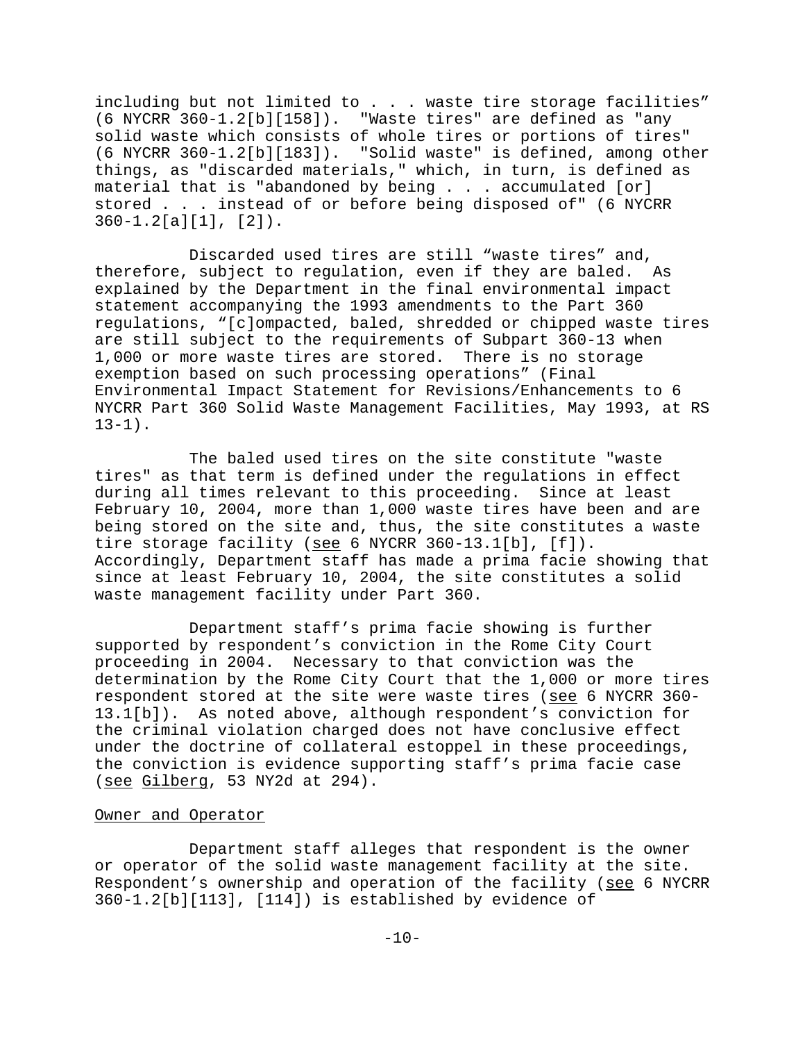including but not limited to . . . waste tire storage facilities" (6 NYCRR 360-1.2[b][158]). "Waste tires" are defined as "any solid waste which consists of whole tires or portions of tires" (6 NYCRR 360-1.2[b][183]). "Solid waste" is defined, among other things, as "discarded materials," which, in turn, is defined as material that is "abandoned by being . . . accumulated [or] stored . . . instead of or before being disposed of" (6 NYCRR 360-1.2[a][1], [2]).

Discarded used tires are still "waste tires" and, therefore, subject to regulation, even if they are baled. As explained by the Department in the final environmental impact statement accompanying the 1993 amendments to the Part 360 regulations, "[c]ompacted, baled, shredded or chipped waste tires are still subject to the requirements of Subpart 360-13 when 1,000 or more waste tires are stored. There is no storage exemption based on such processing operations" (Final Environmental Impact Statement for Revisions/Enhancements to 6 NYCRR Part 360 Solid Waste Management Facilities, May 1993, at RS 13-1).

The baled used tires on the site constitute "waste tires" as that term is defined under the regulations in effect during all times relevant to this proceeding. Since at least February 10, 2004, more than 1,000 waste tires have been and are being stored on the site and, thus, the site constitutes a waste tire storage facility (<u>see</u> 6 NYCRR 360-13.1[b], [f]). Accordingly, Department staff has made a prima facie showing that since at least February 10, 2004, the site constitutes a solid waste management facility under Part 360.

Department staff's prima facie showing is further supported by respondent's conviction in the Rome City Court proceeding in 2004. Necessary to that conviction was the determination by the Rome City Court that the 1,000 or more tires respondent stored at the site were waste tires (<u>see</u> 6 NYCRR 360-13.1[b]). As noted above, although respondent's conviction for the criminal violation charged does not have conclusive effect under the doctrine of collateral estoppel in these proceedings, the conviction is evidence supporting staff's prima facie case (<u>see</u> <u>Gilberg</u>, 53 NY2d at 294).

<u>Owner and Operator</u>

Department staff alleges that respondent is the owner or operator of the solid waste management facility at the site. Respondent's ownership and operation of the facility (<u>see</u> 6 NYCRR 360-1.2[b][113], [114]) is established by evidence of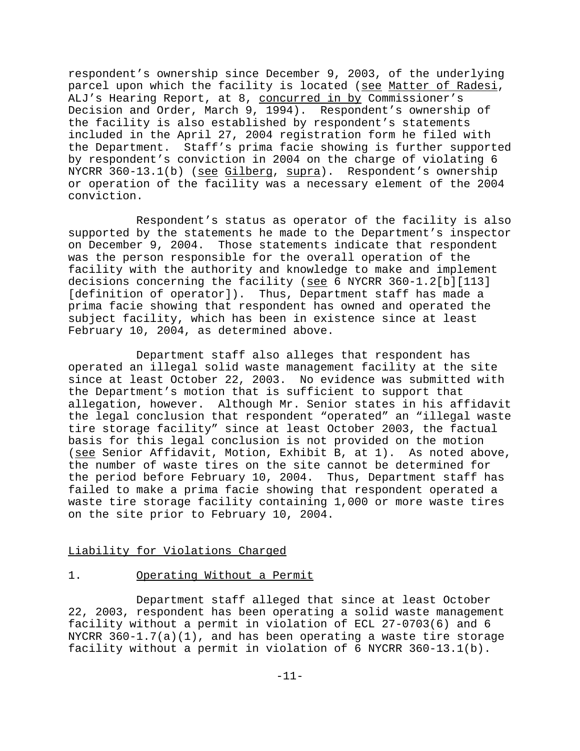respondent's ownership since December 9, 2003, of the underlying parcel upon which the facility is located (see Matter of Radesi, ALJ's Hearing Report, at 8, concurred in by Commissioner's Decision and Order, March 9, 1994). Respondent's ownership of the facility is also established by respondent's statements included in the April 27, 2004 registration form he filed with the Department. Staff's prima facie showing is further supported by respondent's conviction in 2004 on the charge of violating 6 NYCRR 360-13.1(b) (see Gilberg, supra). Respondent's ownership or operation of the facility was a necessary element of the 2004 conviction.

Respondent's status as operator of the facility is also supported by the statements he made to the Department's inspector on December 9, 2004. Those statements indicate that respondent was the person responsible for the overall operation of the facility with the authority and knowledge to make and implement decisions concerning the facility (see 6 NYCRR 360-1.2[b][113] [definition of operator]). Thus, Department staff has made a prima facie showing that respondent has owned and operated the subject facility, which has been in existence since at least February 10, 2004, as determined above.

Department staff also alleges that respondent has operated an illegal solid waste management facility at the site since at least October 22, 2003. No evidence was submitted with the Department's motion that is sufficient to support that allegation, however. Although Mr. Senior states in his affidavit the legal conclusion that respondent "operated" an "illegal waste tire storage facility" since at least October 2003, the factual basis for this legal conclusion is not provided on the motion (see Senior Affidavit, Motion, Exhibit B, at 1). As noted above, the number of waste tires on the site cannot be determined for the period before February 10, 2004. Thus, Department staff has failed to make a prima facie showing that respondent operated a waste tire storage facility containing 1,000 or more waste tires on the site prior to February 10, 2004.

## Liability for Violations Charged

### 1. Operating Without a Permit

Department staff alleged that since at least October 22, 2003, respondent has been operating a solid waste management facility without a permit in violation of ECL 27-0703(6) and 6 NYCRR 360-1.7(a)(1), and has been operating a waste tire storage facility without a permit in violation of 6 NYCRR 360-13.1(b).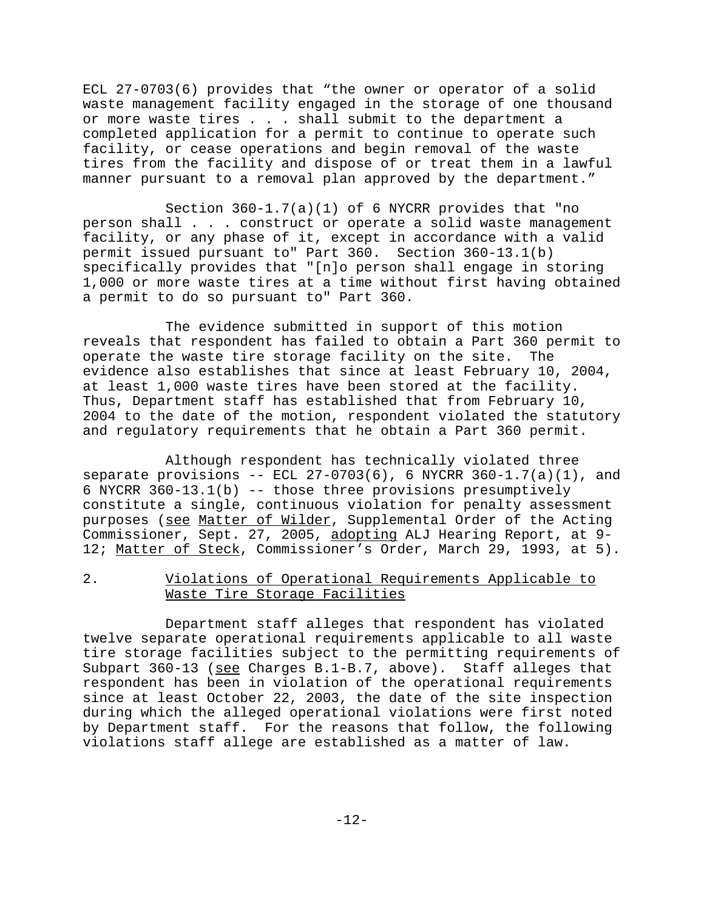ECL 27-0703(6) provides that "the owner or operator of a solid waste management facility engaged in the storage of one thousand or more waste tires . . . shall submit to the department a completed application for a permit to continue to operate such facility, or cease operations and begin removal of the waste tires from the facility and dispose of or treat them in a lawful manner pursuant to a removal plan approved by the department."

Section 360-1.7(a)(1) of 6 NYCRR provides that "no person shall . . . construct or operate a solid waste management facility, or any phase of it, except in accordance with a valid permit issued pursuant to" Part 360. Section 360-13.1(b) specifically provides that "[n]o person shall engage in storing 1,000 or more waste tires at a time without first having obtained a permit to do so pursuant to" Part 360.

The evidence submitted in support of this motion reveals that respondent has failed to obtain a Part 360 permit to operate the waste tire storage facility on the site. The evidence also establishes that since at least February 10, 2004, at least 1,000 waste tires have been stored at the facility. Thus, Department staff has established that from February 10, 2004 to the date of the motion, respondent violated the statutory and regulatory requirements that he obtain a Part 360 permit.

Although respondent has technically violated three separate provisions -- ECL 27-0703(6), 6 NYCRR 360-1.7(a)(1), and 6 NYCRR 360-13.1(b) -- those three provisions presumptively constitute a single, continuous violation for penalty assessment purposes (<u>see</u> <u>Matter of Wilder</u>, Supplemental Order of the Acting Commissioner, Sept. 27, 2005, <u>adopting</u> ALJ Hearing Report, at 9-12; <u>Matter of Steck</u>, Commissioner's Order, March 29, 1993, at 5).

2. <u>Violations of Operational Requirements Applicable to Waste Tire Storage Facilities</u>

Department staff alleges that respondent has violated twelve separate operational requirements applicable to all waste tire storage facilities subject to the permitting requirements of Subpart 360-13 (<u>see</u> Charges B.1-B.7, above). Staff alleges that respondent has been in violation of the operational requirements since at least October 22, 2003, the date of the site inspection during which the alleged operational violations were first noted by Department staff. For the reasons that follow, the following violations staff allege are established as a matter of law.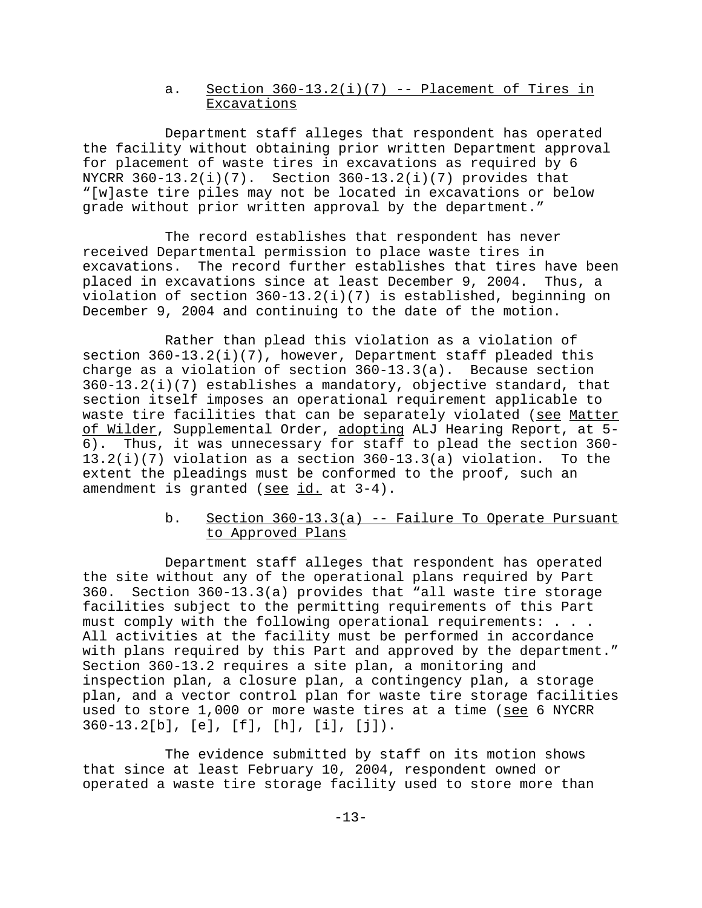a. Section 360-13.2(i)(7) -- Placement of Tires in Excavations

Department staff alleges that respondent has operated the facility without obtaining prior written Department approval for placement of waste tires in excavations as required by 6 NYCRR 360-13.2(i)(7). Section 360-13.2(i)(7) provides that "[w]aste tire piles may not be located in excavations or below grade without prior written approval by the department."

The record establishes that respondent has never received Departmental permission to place waste tires in excavations. The record further establishes that tires have been placed in excavations since at least December 9, 2004. Thus, a violation of section 360-13.2(i)(7) is established, beginning on December 9, 2004 and continuing to the date of the motion.

Rather than plead this violation as a violation of section 360-13.2(i)(7), however, Department staff pleaded this charge as a violation of section 360-13.3(a). Because section 360-13.2(i)(7) establishes a mandatory, objective standard, that section itself imposes an operational requirement applicable to waste tire facilities that can be separately violated (see Matter of Wilder, Supplemental Order, adopting ALJ Hearing Report, at 5-6). Thus, it was unnecessary for staff to plead the section 360-13.2(i)(7) violation as a section 360-13.3(a) violation. To the extent the pleadings must be conformed to the proof, such an amendment is granted (see id. at 3-4).

b. Section 360-13.3(a) -- Failure To Operate Pursuant to Approved Plans

Department staff alleges that respondent has operated the site without any of the operational plans required by Part 360. Section 360-13.3(a) provides that "all waste tire storage facilities subject to the permitting requirements of this Part must comply with the following operational requirements: . . . All activities at the facility must be performed in accordance with plans required by this Part and approved by the department." Section 360-13.2 requires a site plan, a monitoring and inspection plan, a closure plan, a contingency plan, a storage plan, and a vector control plan for waste tire storage facilities used to store 1,000 or more waste tires at a time (see 6 NYCRR 360-13.2[b], [e], [f], [h], [i], [j]).

The evidence submitted by staff on its motion shows that since at least February 10, 2004, respondent owned or operated a waste tire storage facility used to store more than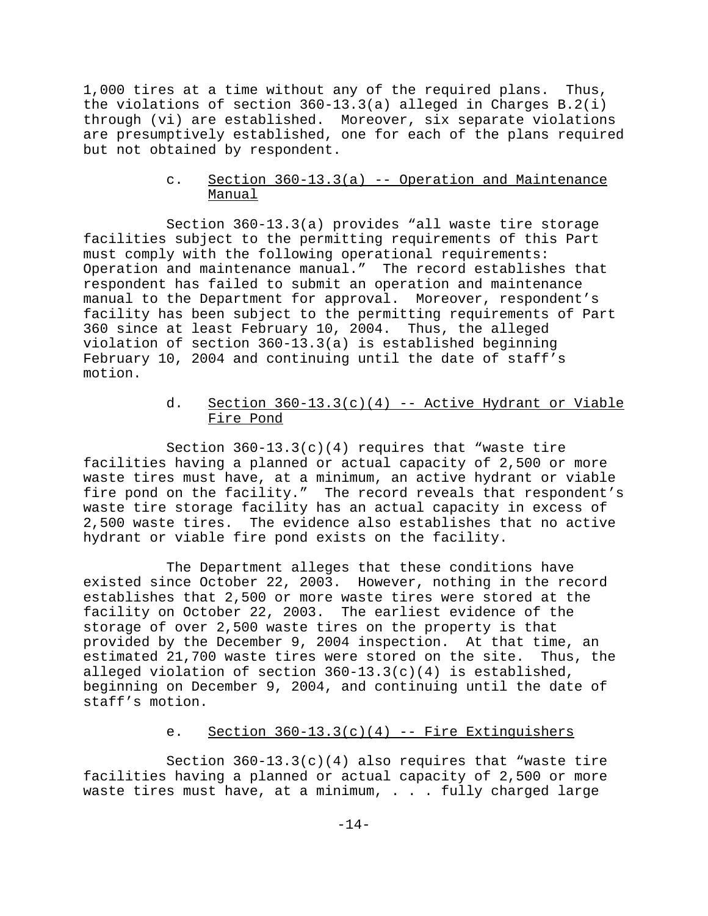1,000 tires at a time without any of the required plans. Thus, the violations of section 360-13.3(a) alleged in Charges B.2(i) through (vi) are established. Moreover, six separate violations are presumptively established, one for each of the plans required but not obtained by respondent.

c. Section 360-13.3(a) -- Operation and Maintenance Manual

Section 360-13.3(a) provides "all waste tire storage facilities subject to the permitting requirements of this Part must comply with the following operational requirements: Operation and maintenance manual." The record establishes that respondent has failed to submit an operation and maintenance manual to the Department for approval. Moreover, respondent's facility has been subject to the permitting requirements of Part 360 since at least February 10, 2004. Thus, the alleged violation of section 360-13.3(a) is established beginning February 10, 2004 and continuing until the date of staff's motion.

d. Section 360-13.3(c)(4) -- Active Hydrant or Viable Fire Pond

Section 360-13.3(c)(4) requires that "waste tire facilities having a planned or actual capacity of 2,500 or more waste tires must have, at a minimum, an active hydrant or viable fire pond on the facility." The record reveals that respondent's waste tire storage facility has an actual capacity in excess of 2,500 waste tires. The evidence also establishes that no active hydrant or viable fire pond exists on the facility.

The Department alleges that these conditions have existed since October 22, 2003. However, nothing in the record establishes that 2,500 or more waste tires were stored at the facility on October 22, 2003. The earliest evidence of the storage of over 2,500 waste tires on the property is that provided by the December 9, 2004 inspection. At that time, an estimated 21,700 waste tires were stored on the site. Thus, the alleged violation of section 360-13.3(c)(4) is established, beginning on December 9, 2004, and continuing until the date of staff's motion.

e. Section 360-13.3(c)(4) -- Fire Extinguishers

Section 360-13.3(c)(4) also requires that "waste tire facilities having a planned or actual capacity of 2,500 or more waste tires must have, at a minimum, . . . fully charged large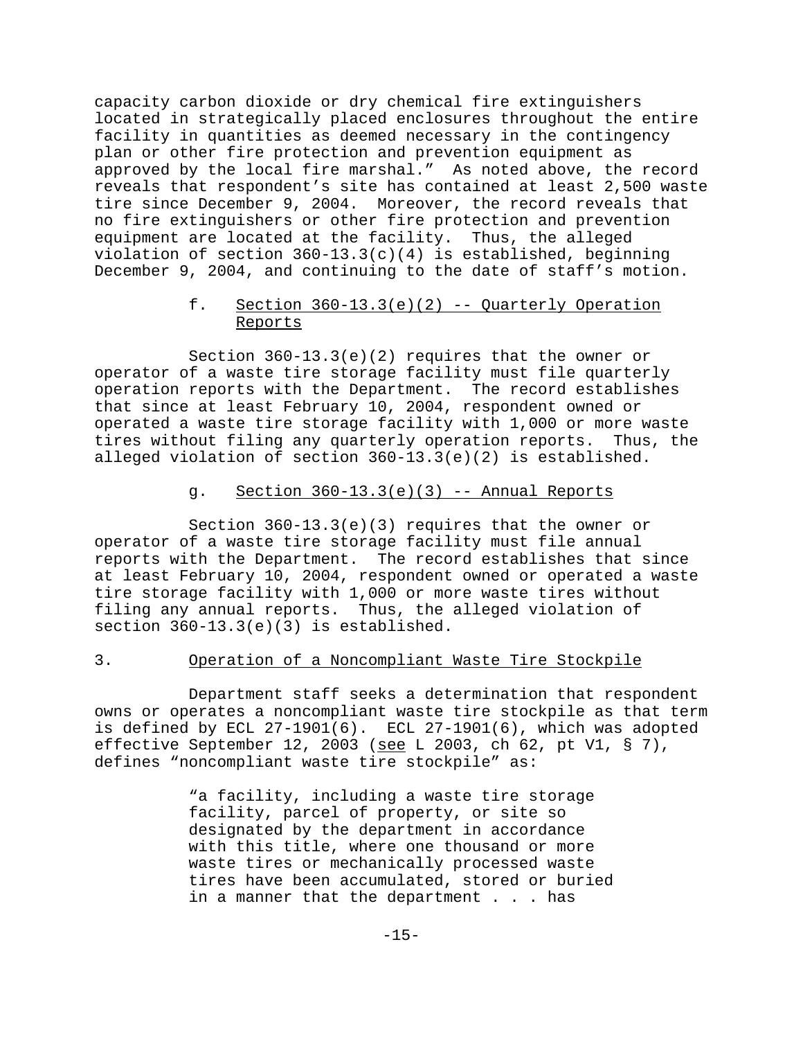capacity carbon dioxide or dry chemical fire extinguishers located in strategically placed enclosures throughout the entire facility in quantities as deemed necessary in the contingency plan or other fire protection and prevention equipment as approved by the local fire marshal." As noted above, the record reveals that respondent's site has contained at least 2,500 waste tire since December 9, 2004. Moreover, the record reveals that no fire extinguishers or other fire protection and prevention equipment are located at the facility. Thus, the alleged violation of section 360-13.3(c)(4) is established, beginning December 9, 2004, and continuing to the date of staff's motion.

f. Section 360-13.3(e)(2) -- Quarterly Operation Reports

Section 360-13.3(e)(2) requires that the owner or operator of a waste tire storage facility must file quarterly operation reports with the Department. The record establishes that since at least February 10, 2004, respondent owned or operated a waste tire storage facility with 1,000 or more waste tires without filing any quarterly operation reports. Thus, the alleged violation of section 360-13.3(e)(2) is established.

g. Section 360-13.3(e)(3) -- Annual Reports

Section 360-13.3(e)(3) requires that the owner or operator of a waste tire storage facility must file annual reports with the Department. The record establishes that since at least February 10, 2004, respondent owned or operated a waste tire storage facility with 1,000 or more waste tires without filing any annual reports. Thus, the alleged violation of section 360-13.3(e)(3) is established.

3. Operation of a Noncompliant Waste Tire Stockpile

Department staff seeks a determination that respondent owns or operates a noncompliant waste tire stockpile as that term is defined by ECL 27-1901(6). ECL 27-1901(6), which was adopted effective September 12, 2003 (see L 2003, ch 62, pt V1, § 7), defines "noncompliant waste tire stockpile" as:

> "a facility, including a waste tire storage facility, parcel of property, or site so designated by the department in accordance with this title, where one thousand or more waste tires or mechanically processed waste tires have been accumulated, stored or buried in a manner that the department . . . has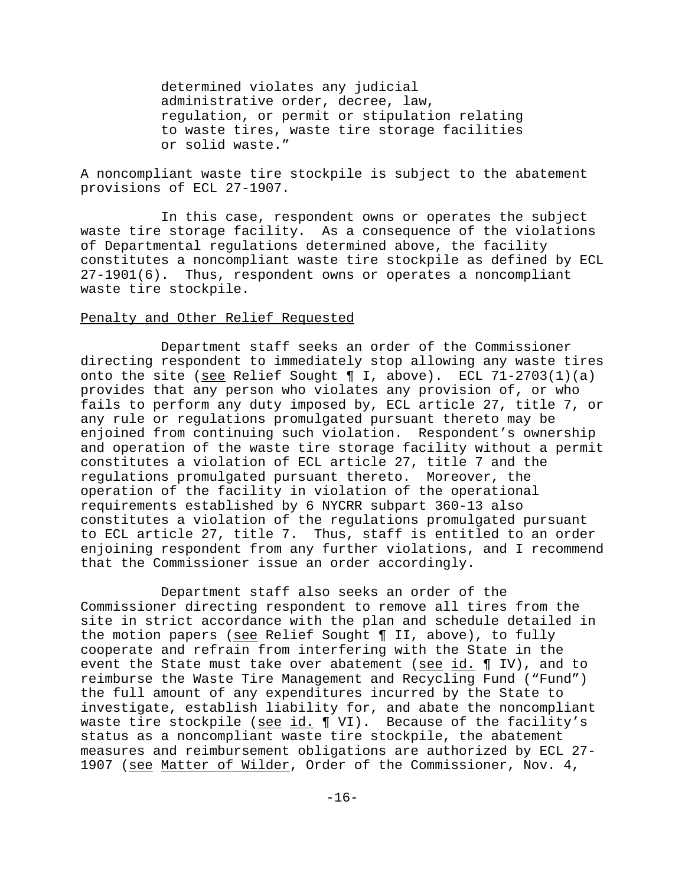> determined violates any judicial administrative order, decree, law, regulation, or permit or stipulation relating to waste tires, waste tire storage facilities or solid waste."

A noncompliant waste tire stockpile is subject to the abatement provisions of ECL 27-1907.

In this case, respondent owns or operates the subject waste tire storage facility. As a consequence of the violations of Departmental regulations determined above, the facility constitutes a noncompliant waste tire stockpile as defined by ECL 27-1901(6). Thus, respondent owns or operates a noncompliant waste tire stockpile.

Penalty and Other Relief Requested

Department staff seeks an order of the Commissioner directing respondent to immediately stop allowing any waste tires onto the site (see Relief Sought ¶ I, above). ECL 71-2703(1)(a) provides that any person who violates any provision of, or who fails to perform any duty imposed by, ECL article 27, title 7, or any rule or regulations promulgated pursuant thereto may be enjoined from continuing such violation. Respondent's ownership and operation of the waste tire storage facility without a permit constitutes a violation of ECL article 27, title 7 and the regulations promulgated pursuant thereto. Moreover, the operation of the facility in violation of the operational requirements established by 6 NYCRR subpart 360-13 also constitutes a violation of the regulations promulgated pursuant to ECL article 27, title 7. Thus, staff is entitled to an order enjoining respondent from any further violations, and I recommend that the Commissioner issue an order accordingly.

Department staff also seeks an order of the Commissioner directing respondent to remove all tires from the site in strict accordance with the plan and schedule detailed in the motion papers (see Relief Sought ¶ II, above), to fully cooperate and refrain from interfering with the State in the event the State must take over abatement (see id. ¶ IV), and to reimburse the Waste Tire Management and Recycling Fund ("Fund") the full amount of any expenditures incurred by the State to investigate, establish liability for, and abate the noncompliant waste tire stockpile (see id. ¶ VI). Because of the facility's status as a noncompliant waste tire stockpile, the abatement measures and reimbursement obligations are authorized by ECL 27-1907 (see Matter of Wilder, Order of the Commissioner, Nov. 4,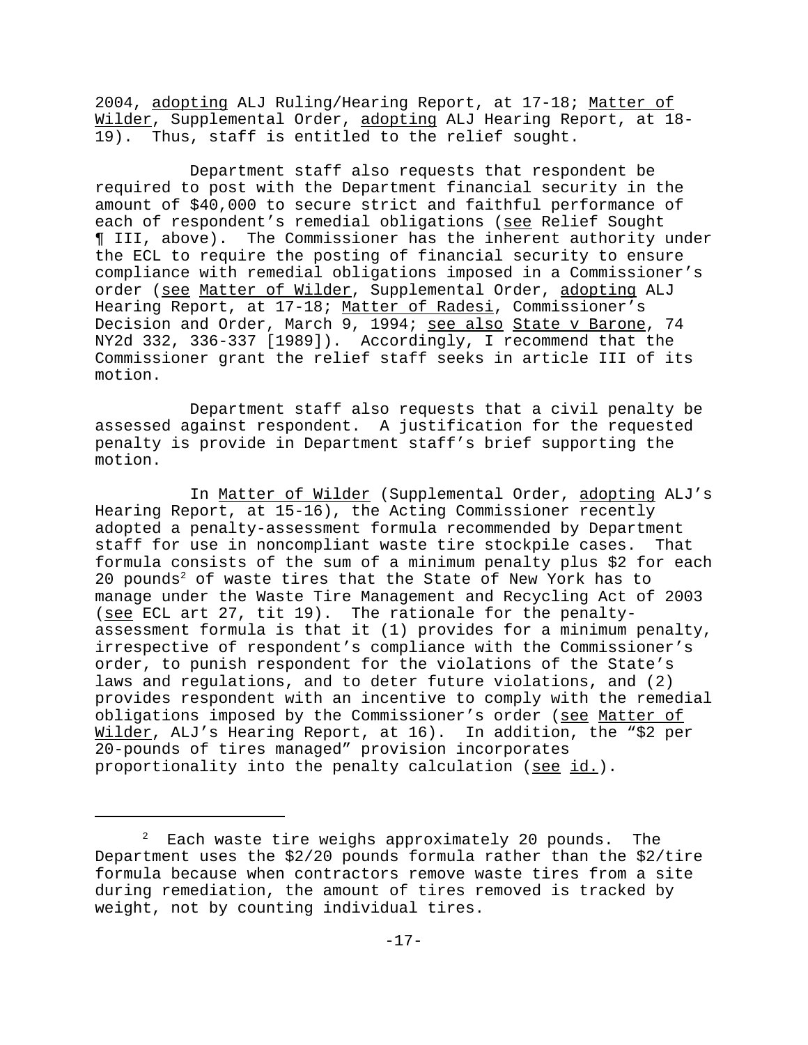2004, adopting ALJ Ruling/Hearing Report, at 17-18; Matter of Wilder, Supplemental Order, adopting ALJ Hearing Report, at 18-19). Thus, staff is entitled to the relief sought.

Department staff also requests that respondent be required to post with the Department financial security in the amount of $40,000 to secure strict and faithful performance of each of respondent's remedial obligations (see Relief Sought ¶ III, above). The Commissioner has the inherent authority under the ECL to require the posting of financial security to ensure compliance with remedial obligations imposed in a Commissioner's order (see Matter of Wilder, Supplemental Order, adopting ALJ Hearing Report, at 17-18; Matter of Radesi, Commissioner's Decision and Order, March 9, 1994; see also State v Barone, 74 NY2d 332, 336-337 [1989]). Accordingly, I recommend that the Commissioner grant the relief staff seeks in article III of its motion.

Department staff also requests that a civil penalty be assessed against respondent. A justification for the requested penalty is provide in Department staff's brief supporting the motion.

In Matter of Wilder (Supplemental Order, adopting ALJ's Hearing Report, at 15-16), the Acting Commissioner recently adopted a penalty-assessment formula recommended by Department staff for use in noncompliant waste tire stockpile cases. That formula consists of the sum of a minimum penalty plus $2 for each 20 pounds[2] of waste tires that the State of New York has to manage under the Waste Tire Management and Recycling Act of 2003 (see ECL art 27, tit 19). The rationale for the penalty-assessment formula is that it (1) provides for a minimum penalty, irrespective of respondent's compliance with the Commissioner's order, to punish respondent for the violations of the State's laws and regulations, and to deter future violations, and (2) provides respondent with an incentive to comply with the remedial obligations imposed by the Commissioner's order (see Matter of Wilder, ALJ's Hearing Report, at 16). In addition, the "$2 per 20-pounds of tires managed" provision incorporates proportionality into the penalty calculation (see id.).

---

[2] Each waste tire weighs approximately 20 pounds. The Department uses the $2/20 pounds formula rather than the $2/tire formula because when contractors remove waste tires from a site during remediation, the amount of tires removed is tracked by weight, not by counting individual tires.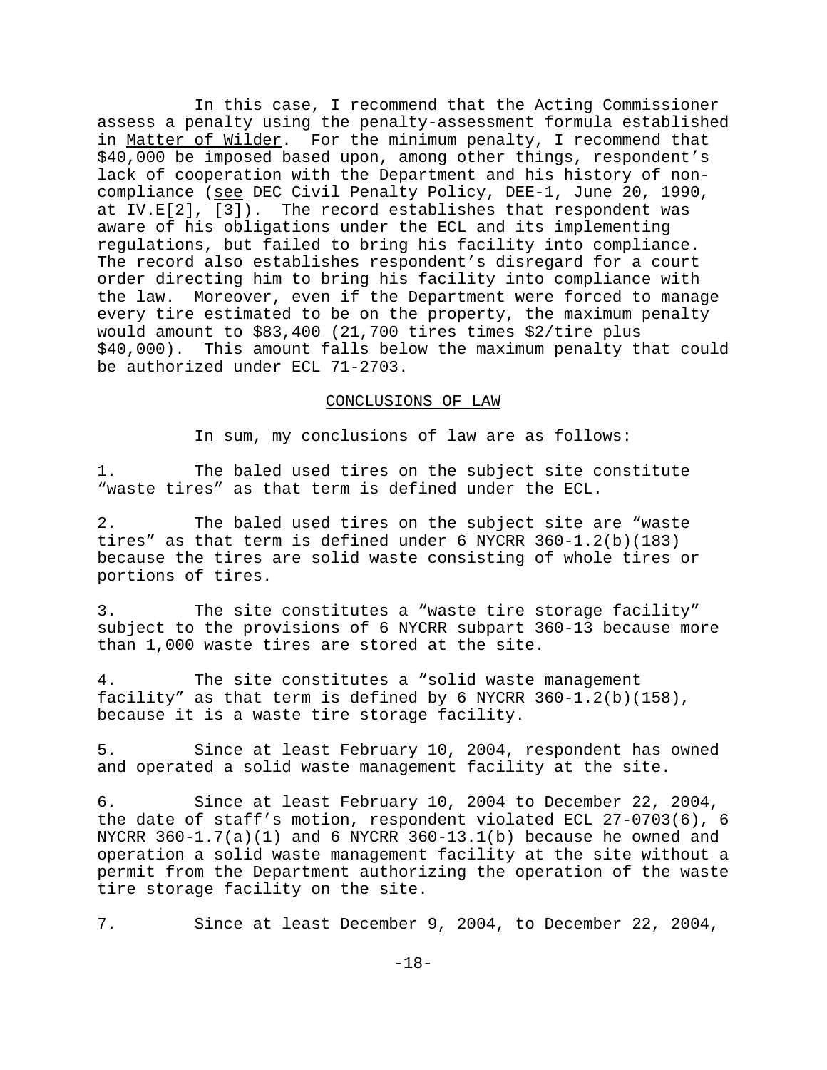In this case, I recommend that the Acting Commissioner assess a penalty using the penalty-assessment formula established in Matter of Wilder. For the minimum penalty, I recommend that $40,000 be imposed based upon, among other things, respondent's lack of cooperation with the Department and his history of non-compliance (see DEC Civil Penalty Policy, DEE-1, June 20, 1990, at IV.E[2], [3]). The record establishes that respondent was aware of his obligations under the ECL and its implementing regulations, but failed to bring his facility into compliance. The record also establishes respondent's disregard for a court order directing him to bring his facility into compliance with the law. Moreover, even if the Department were forced to manage every tire estimated to be on the property, the maximum penalty would amount to $83,400 (21,700 tires times $2/tire plus $40,000). This amount falls below the maximum penalty that could be authorized under ECL 71-2703.

## CONCLUSIONS OF LAW

In sum, my conclusions of law are as follows:

1. The baled used tires on the subject site constitute "waste tires" as that term is defined under the ECL.

2. The baled used tires on the subject site are "waste tires" as that term is defined under 6 NYCRR 360-1.2(b)(183) because the tires are solid waste consisting of whole tires or portions of tires.

3. The site constitutes a "waste tire storage facility" subject to the provisions of 6 NYCRR subpart 360-13 because more than 1,000 waste tires are stored at the site.

4. The site constitutes a "solid waste management facility" as that term is defined by 6 NYCRR 360-1.2(b)(158), because it is a waste tire storage facility.

5. Since at least February 10, 2004, respondent has owned and operated a solid waste management facility at the site.

6. Since at least February 10, 2004 to December 22, 2004, the date of staff's motion, respondent violated ECL 27-0703(6), 6 NYCRR 360-1.7(a)(1) and 6 NYCRR 360-13.1(b) because he owned and operation a solid waste management facility at the site without a permit from the Department authorizing the operation of the waste tire storage facility on the site.

7. Since at least December 9, 2004, to December 22, 2004,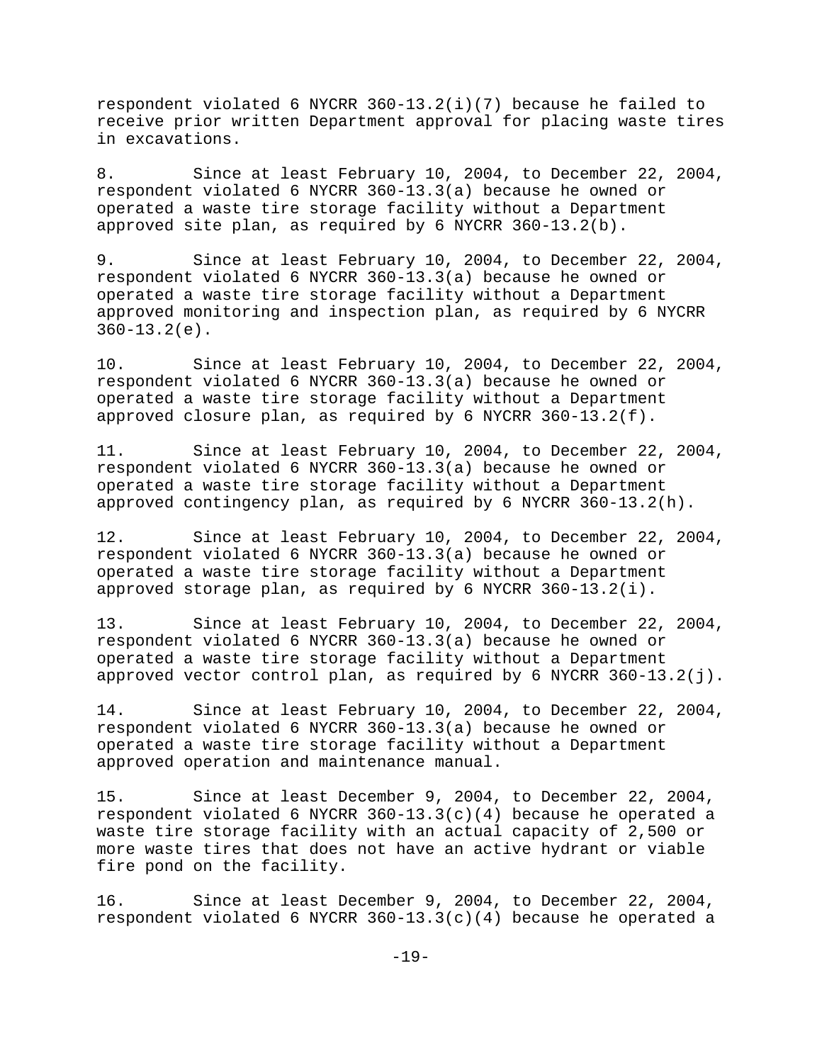respondent violated 6 NYCRR 360-13.2(i)(7) because he failed to receive prior written Department approval for placing waste tires in excavations.

8. Since at least February 10, 2004, to December 22, 2004, respondent violated 6 NYCRR 360-13.3(a) because he owned or operated a waste tire storage facility without a Department approved site plan, as required by 6 NYCRR 360-13.2(b).

9. Since at least February 10, 2004, to December 22, 2004, respondent violated 6 NYCRR 360-13.3(a) because he owned or operated a waste tire storage facility without a Department approved monitoring and inspection plan, as required by 6 NYCRR 360-13.2(e).

10. Since at least February 10, 2004, to December 22, 2004, respondent violated 6 NYCRR 360-13.3(a) because he owned or operated a waste tire storage facility without a Department approved closure plan, as required by 6 NYCRR 360-13.2(f).

11. Since at least February 10, 2004, to December 22, 2004, respondent violated 6 NYCRR 360-13.3(a) because he owned or operated a waste tire storage facility without a Department approved contingency plan, as required by 6 NYCRR 360-13.2(h).

12. Since at least February 10, 2004, to December 22, 2004, respondent violated 6 NYCRR 360-13.3(a) because he owned or operated a waste tire storage facility without a Department approved storage plan, as required by 6 NYCRR 360-13.2(i).

13. Since at least February 10, 2004, to December 22, 2004, respondent violated 6 NYCRR 360-13.3(a) because he owned or operated a waste tire storage facility without a Department approved vector control plan, as required by 6 NYCRR 360-13.2(j).

14. Since at least February 10, 2004, to December 22, 2004, respondent violated 6 NYCRR 360-13.3(a) because he owned or operated a waste tire storage facility without a Department approved operation and maintenance manual.

15. Since at least December 9, 2004, to December 22, 2004, respondent violated 6 NYCRR 360-13.3(c)(4) because he operated a waste tire storage facility with an actual capacity of 2,500 or more waste tires that does not have an active hydrant or viable fire pond on the facility.

16. Since at least December 9, 2004, to December 22, 2004, respondent violated 6 NYCRR 360-13.3(c)(4) because he operated a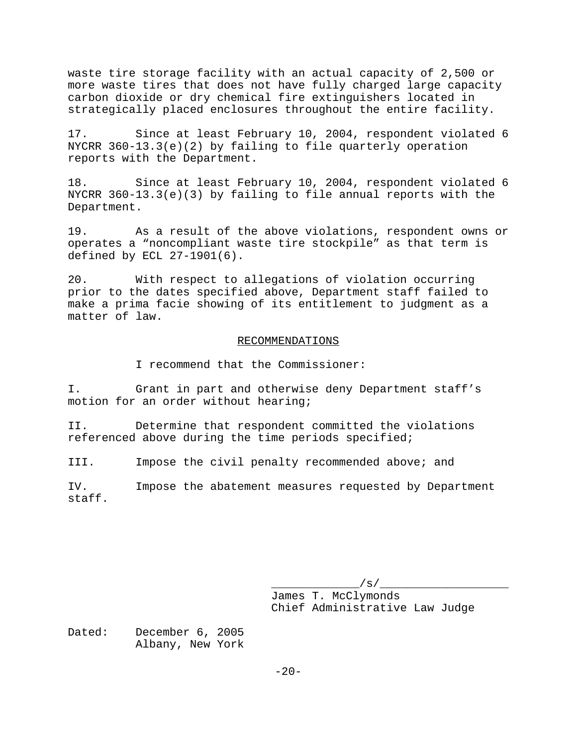waste tire storage facility with an actual capacity of 2,500 or more waste tires that does not have fully charged large capacity carbon dioxide or dry chemical fire extinguishers located in strategically placed enclosures throughout the entire facility.

17. Since at least February 10, 2004, respondent violated 6 NYCRR 360-13.3(e)(2) by failing to file quarterly operation reports with the Department.

18. Since at least February 10, 2004, respondent violated 6 NYCRR 360-13.3(e)(3) by failing to file annual reports with the Department.

19. As a result of the above violations, respondent owns or operates a "noncompliant waste tire stockpile" as that term is defined by ECL 27-1901(6).

20. With respect to allegations of violation occurring prior to the dates specified above, Department staff failed to make a prima facie showing of its entitlement to judgment as a matter of law.

## RECOMMENDATIONS

I recommend that the Commissioner:

I. Grant in part and otherwise deny Department staff's motion for an order without hearing;

II. Determine that respondent committed the violations referenced above during the time periods specified;

III. Impose the civil penalty recommended above; and

IV. Impose the abatement measures requested by Department staff.

/s/
James T. McClymonds
Chief Administrative Law Judge

Dated: December 6, 2005
Albany, New York